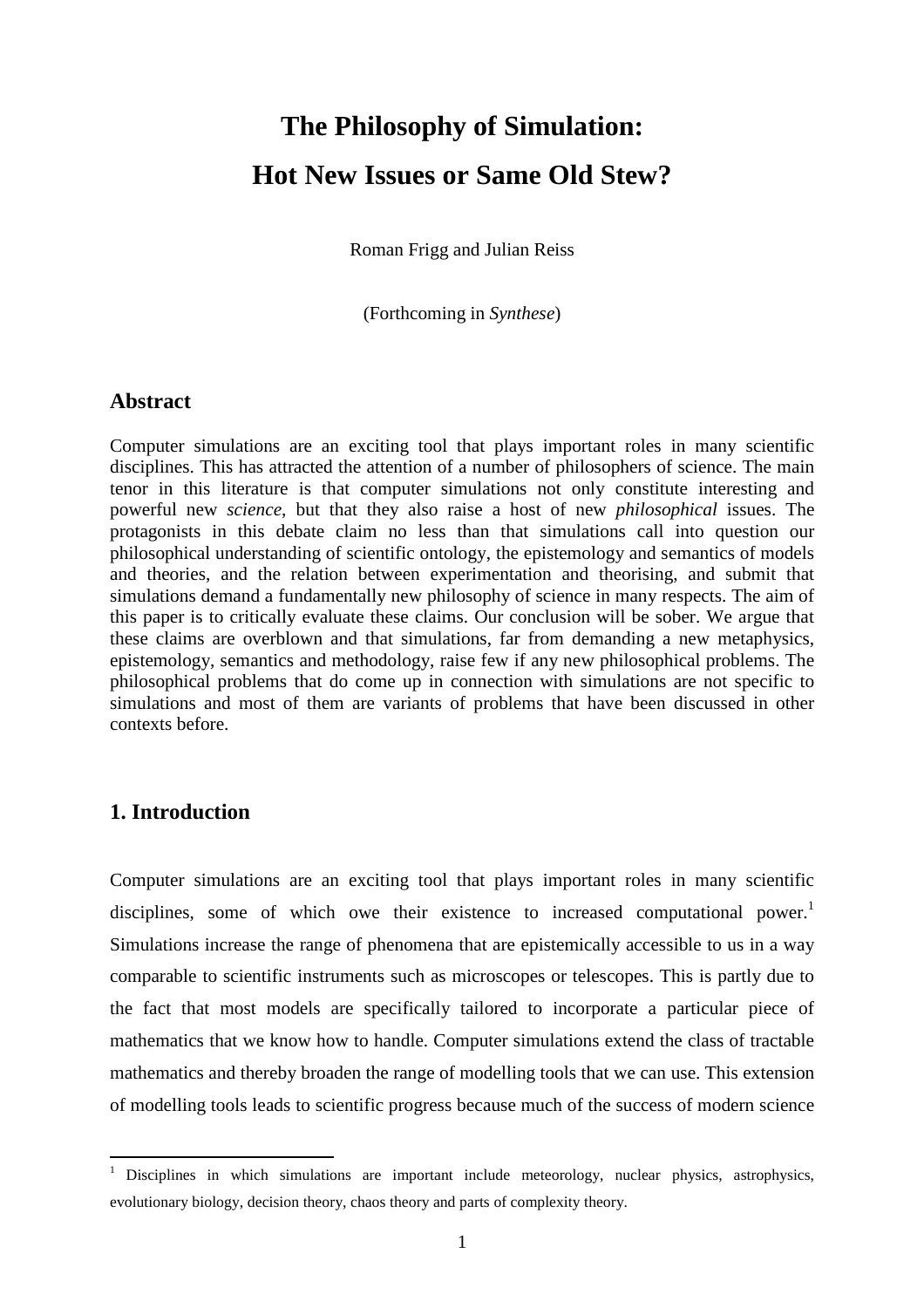# The Philosophy of Simulation:

# Hot New Issues or Same Old Stew?

Roman Frigg and Julian Reiss

(Forthcoming in *Synthese*)

## Abstract

Computer simulations are an exciting tool that plays important roles in many scientific disciplines. This has attracted the attention of a number of philosophers of science. The main tenor in this literature is that computer simulations not only constitute interesting and powerful new *science*, but that they also raise a host of new *philosophical* issues. The protagonists in this debate claim no less than that simulations call into question our philosophical understanding of scientific ontology, the epistemology and semantics of models and theories, and the relation between experimentation and theorising, and submit that simulations demand a fundamentally new philosophy of science in many respects. The aim of this paper is to critically evaluate these claims. Our conclusion will be sober. We argue that these claims are overblown and that simulations, far from demanding a new metaphysics, epistemology, semantics and methodology, raise few if any new philosophical problems. The philosophical problems that do come up in connection with simulations are not specific to simulations and most of them are variants of problems that have been discussed in other contexts before.

## 1. Introduction

Computer simulations are an exciting tool that plays important roles in many scientific disciplines, some of which owe their existence to increased computational power.[1] Simulations increase the range of phenomena that are epistemically accessible to us in a way comparable to scientific instruments such as microscopes or telescopes. This is partly due to the fact that most models are specifically tailored to incorporate a particular piece of mathematics that we know how to handle. Computer simulations extend the class of tractable mathematics and thereby broaden the range of modelling tools that we can use. This extension of modelling tools leads to scientific progress because much of the success of modern science

[1] Disciplines in which simulations are important include meteorology, nuclear physics, astrophysics, evolutionary biology, decision theory, chaos theory and parts of complexity theory.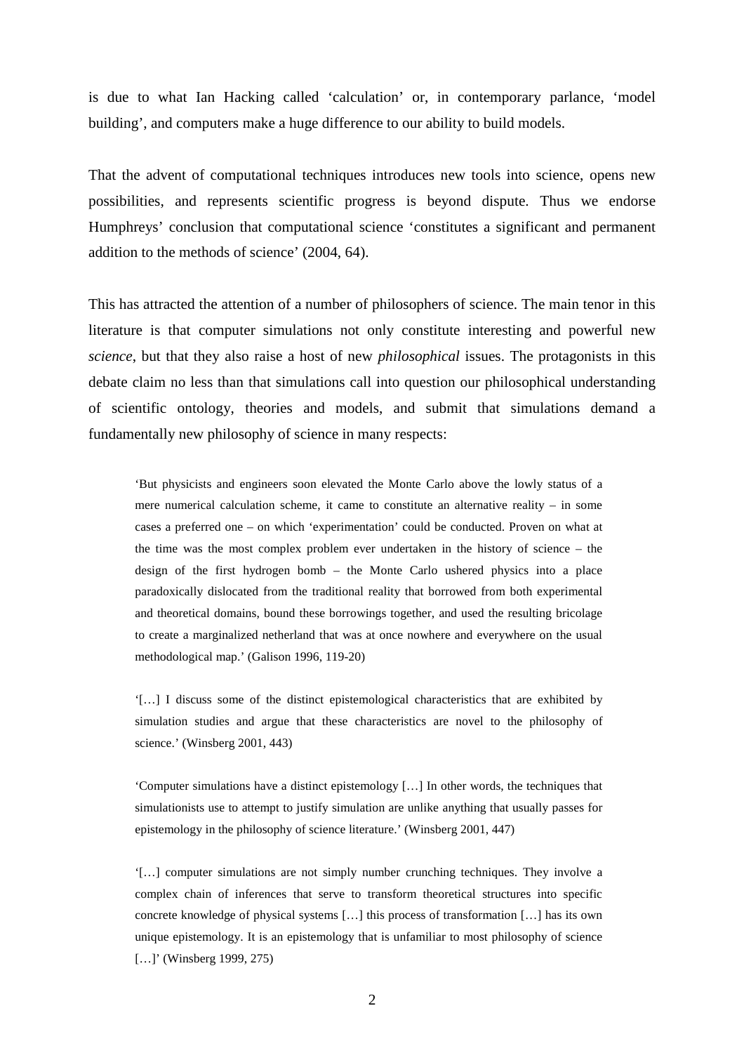is due to what Ian Hacking called 'calculation' or, in contemporary parlance, 'model building', and computers make a huge difference to our ability to build models.

That the advent of computational techniques introduces new tools into science, opens new possibilities, and represents scientific progress is beyond dispute. Thus we endorse Humphreys' conclusion that computational science 'constitutes a significant and permanent addition to the methods of science' (2004, 64).

This has attracted the attention of a number of philosophers of science. The main tenor in this literature is that computer simulations not only constitute interesting and powerful new *science*, but that they also raise a host of new *philosophical* issues. The protagonists in this debate claim no less than that simulations call into question our philosophical understanding of scientific ontology, theories and models, and submit that simulations demand a fundamentally new philosophy of science in many respects:

> 'But physicists and engineers soon elevated the Monte Carlo above the lowly status of a mere numerical calculation scheme, it came to constitute an alternative reality – in some cases a preferred one – on which 'experimentation' could be conducted. Proven on what at the time was the most complex problem ever undertaken in the history of science – the design of the first hydrogen bomb – the Monte Carlo ushered physics into a place paradoxically dislocated from the traditional reality that borrowed from both experimental and theoretical domains, bound these borrowings together, and used the resulting bricolage to create a marginalized netherland that was at once nowhere and everywhere on the usual methodological map.' (Galison 1996, 119-20)

> '[…] I discuss some of the distinct epistemological characteristics that are exhibited by simulation studies and argue that these characteristics are novel to the philosophy of science.' (Winsberg 2001, 443)

> 'Computer simulations have a distinct epistemology […] In other words, the techniques that simulationists use to attempt to justify simulation are unlike anything that usually passes for epistemology in the philosophy of science literature.' (Winsberg 2001, 447)

> '[…] computer simulations are not simply number crunching techniques. They involve a complex chain of inferences that serve to transform theoretical structures into specific concrete knowledge of physical systems […] this process of transformation […] has its own unique epistemology. It is an epistemology that is unfamiliar to most philosophy of science […]' (Winsberg 1999, 275)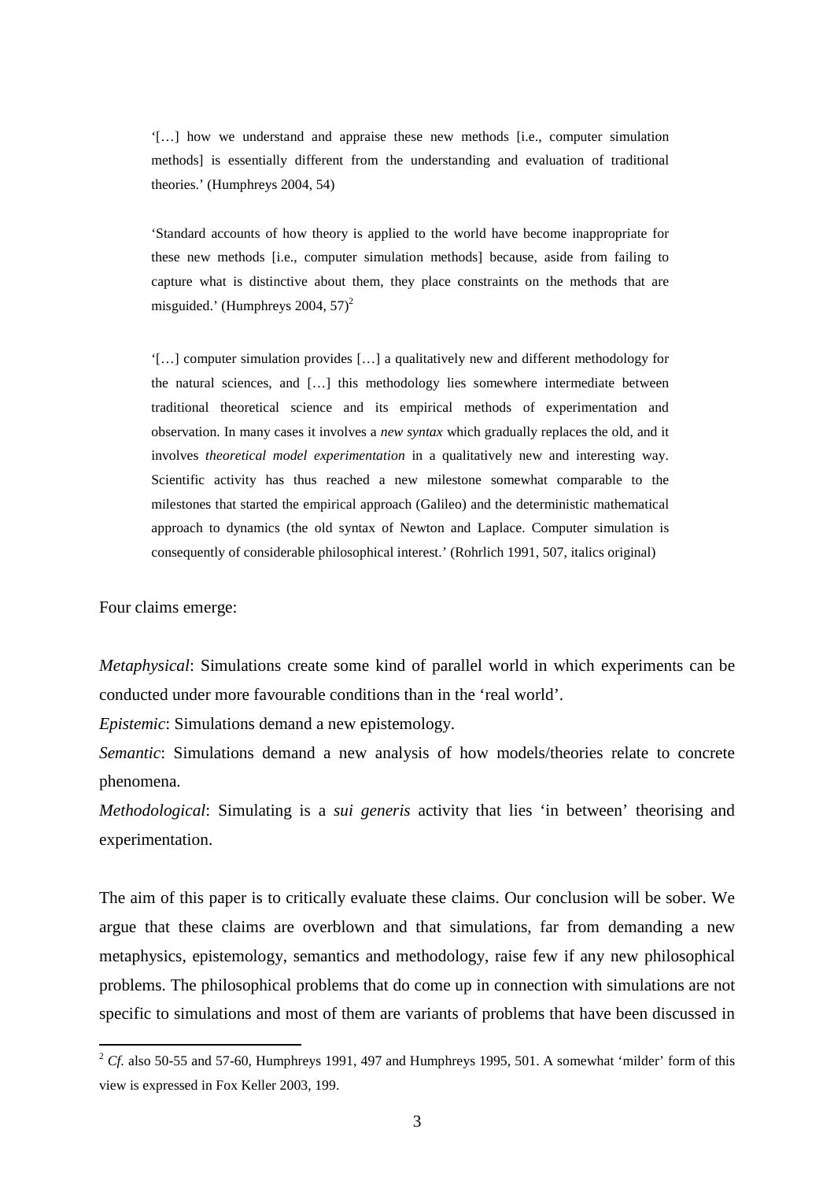> '[…] how we understand and appraise these new methods [i.e., computer simulation methods] is essentially different from the understanding and evaluation of traditional theories.' (Humphreys 2004, 54)

> 'Standard accounts of how theory is applied to the world have become inappropriate for these new methods [i.e., computer simulation methods] because, aside from failing to capture what is distinctive about them, they place constraints on the methods that are misguided.' (Humphreys 2004, 57)[2]

> '[…] computer simulation provides […] a qualitatively new and different methodology for the natural sciences, and […] this methodology lies somewhere intermediate between traditional theoretical science and its empirical methods of experimentation and observation. In many cases it involves a *new syntax* which gradually replaces the old, and it involves *theoretical model experimentation* in a qualitatively new and interesting way. Scientific activity has thus reached a new milestone somewhat comparable to the milestones that started the empirical approach (Galileo) and the deterministic mathematical approach to dynamics (the old syntax of Newton and Laplace. Computer simulation is consequently of considerable philosophical interest.' (Rohrlich 1991, 507, italics original)

Four claims emerge:

*Metaphysical*: Simulations create some kind of parallel world in which experiments can be conducted under more favourable conditions than in the 'real world'.

*Epistemic*: Simulations demand a new epistemology.

*Semantic*: Simulations demand a new analysis of how models/theories relate to concrete phenomena.

*Methodological*: Simulating is a *sui generis* activity that lies 'in between' theorising and experimentation.

The aim of this paper is to critically evaluate these claims. Our conclusion will be sober. We argue that these claims are overblown and that simulations, far from demanding a new metaphysics, epistemology, semantics and methodology, raise few if any new philosophical problems. The philosophical problems that do come up in connection with simulations are not specific to simulations and most of them are variants of problems that have been discussed in

[2] *Cf.* also 50-55 and 57-60, Humphreys 1991, 497 and Humphreys 1995, 501. A somewhat 'milder' form of this view is expressed in Fox Keller 2003, 199.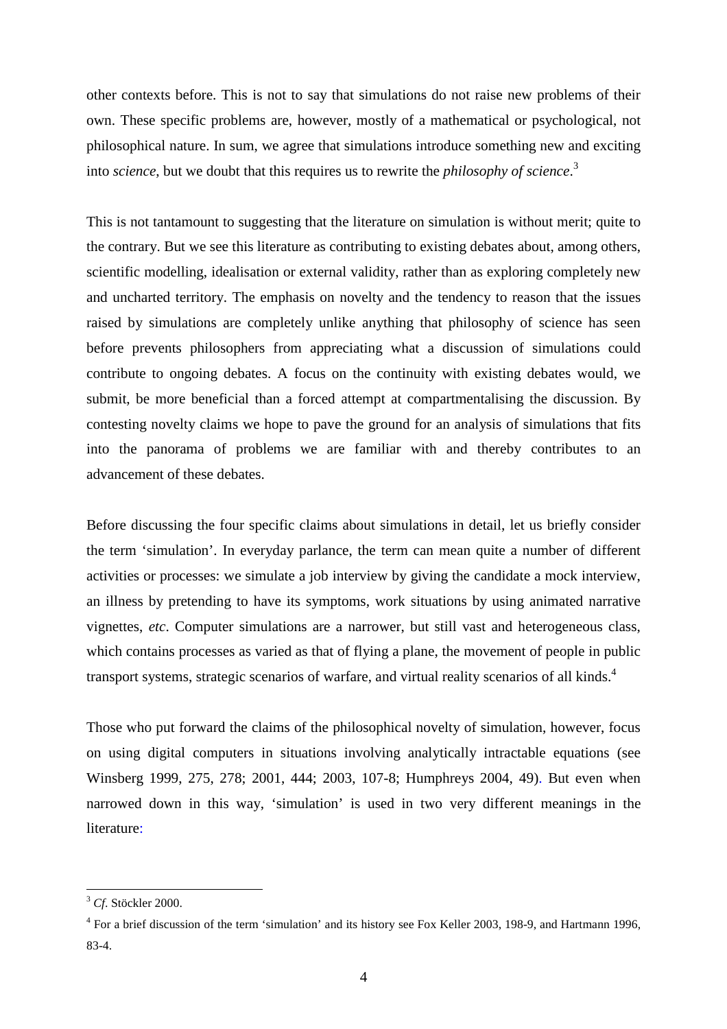other contexts before. This is not to say that simulations do not raise new problems of their own. These specific problems are, however, mostly of a mathematical or psychological, not philosophical nature. In sum, we agree that simulations introduce something new and exciting into *science*, but we doubt that this requires us to rewrite the *philosophy of science*.[3]

This is not tantamount to suggesting that the literature on simulation is without merit; quite to the contrary. But we see this literature as contributing to existing debates about, among others, scientific modelling, idealisation or external validity, rather than as exploring completely new and uncharted territory. The emphasis on novelty and the tendency to reason that the issues raised by simulations are completely unlike anything that philosophy of science has seen before prevents philosophers from appreciating what a discussion of simulations could contribute to ongoing debates. A focus on the continuity with existing debates would, we submit, be more beneficial than a forced attempt at compartmentalising the discussion. By contesting novelty claims we hope to pave the ground for an analysis of simulations that fits into the panorama of problems we are familiar with and thereby contributes to an advancement of these debates.

Before discussing the four specific claims about simulations in detail, let us briefly consider the term 'simulation'. In everyday parlance, the term can mean quite a number of different activities or processes: we simulate a job interview by giving the candidate a mock interview, an illness by pretending to have its symptoms, work situations by using animated narrative vignettes, *etc*. Computer simulations are a narrower, but still vast and heterogeneous class, which contains processes as varied as that of flying a plane, the movement of people in public transport systems, strategic scenarios of warfare, and virtual reality scenarios of all kinds.[4]

Those who put forward the claims of the philosophical novelty of simulation, however, focus on using digital computers in situations involving analytically intractable equations (see Winsberg 1999, 275, 278; 2001, 444; 2003, 107-8; Humphreys 2004, 49). But even when narrowed down in this way, 'simulation' is used in two very different meanings in the literature:

---

[3] *Cf*. Stöckler 2000.

[4] For a brief discussion of the term 'simulation' and its history see Fox Keller 2003, 198-9, and Hartmann 1996, 83-4.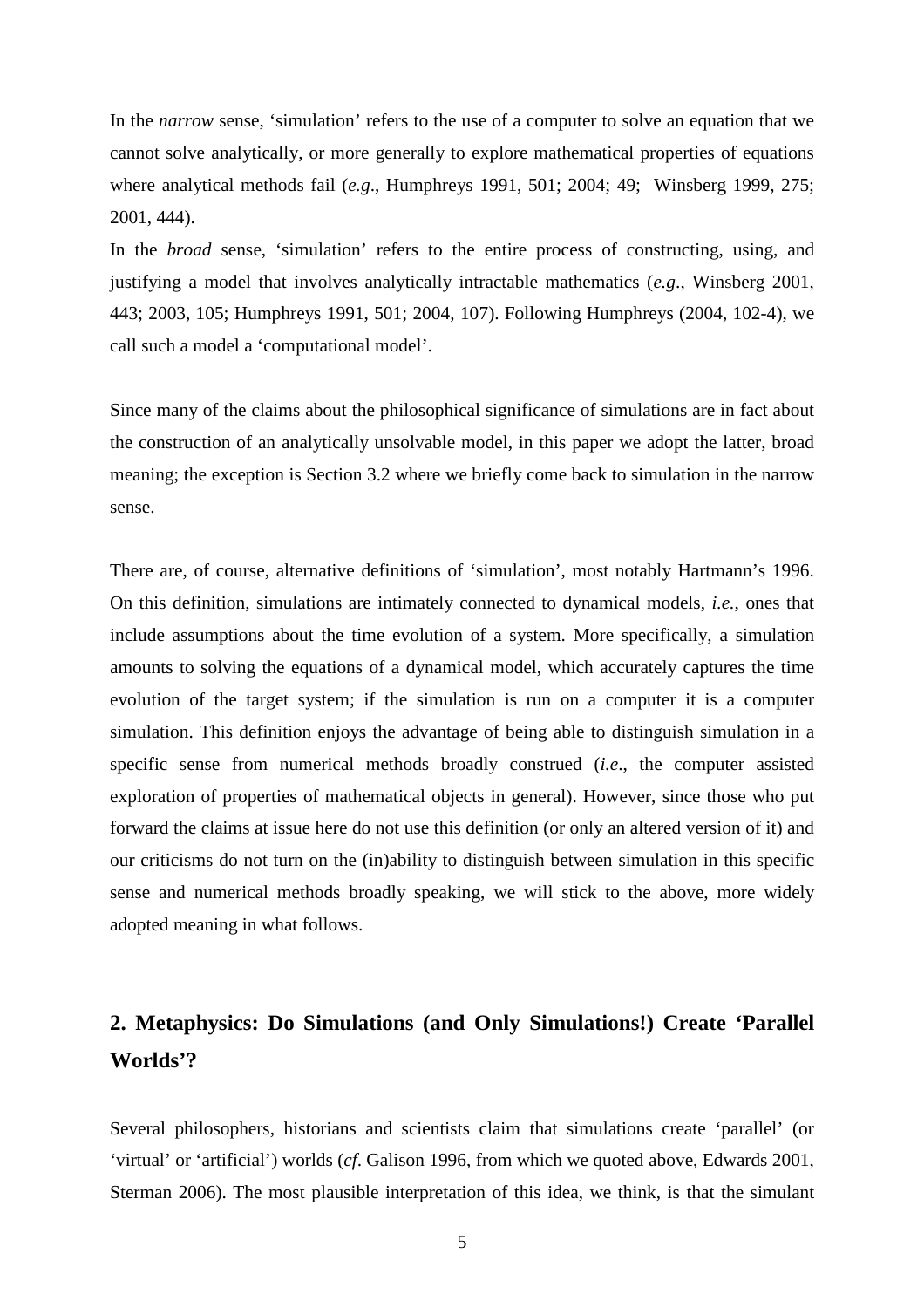In the *narrow* sense, 'simulation' refers to the use of a computer to solve an equation that we cannot solve analytically, or more generally to explore mathematical properties of equations where analytical methods fail (*e.g*., Humphreys 1991, 501; 2004; 49; Winsberg 1999, 275; 2001, 444).

In the *broad* sense, 'simulation' refers to the entire process of constructing, using, and justifying a model that involves analytically intractable mathematics (*e.g*., Winsberg 2001, 443; 2003, 105; Humphreys 1991, 501; 2004, 107). Following Humphreys (2004, 102-4), we call such a model a 'computational model'.

Since many of the claims about the philosophical significance of simulations are in fact about the construction of an analytically unsolvable model, in this paper we adopt the latter, broad meaning; the exception is Section 3.2 where we briefly come back to simulation in the narrow sense.

There are, of course, alternative definitions of 'simulation', most notably Hartmann's 1996. On this definition, simulations are intimately connected to dynamical models, *i.e.*, ones that include assumptions about the time evolution of a system. More specifically, a simulation amounts to solving the equations of a dynamical model, which accurately captures the time evolution of the target system; if the simulation is run on a computer it is a computer simulation. This definition enjoys the advantage of being able to distinguish simulation in a specific sense from numerical methods broadly construed (*i.e*., the computer assisted exploration of properties of mathematical objects in general). However, since those who put forward the claims at issue here do not use this definition (or only an altered version of it) and our criticisms do not turn on the (in)ability to distinguish between simulation in this specific sense and numerical methods broadly speaking, we will stick to the above, more widely adopted meaning in what follows.

## 2. Metaphysics: Do Simulations (and Only Simulations!) Create 'Parallel Worlds'?

Several philosophers, historians and scientists claim that simulations create 'parallel' (or 'virtual' or 'artificial') worlds (*cf.* Galison 1996, from which we quoted above, Edwards 2001, Sterman 2006). The most plausible interpretation of this idea, we think, is that the simulant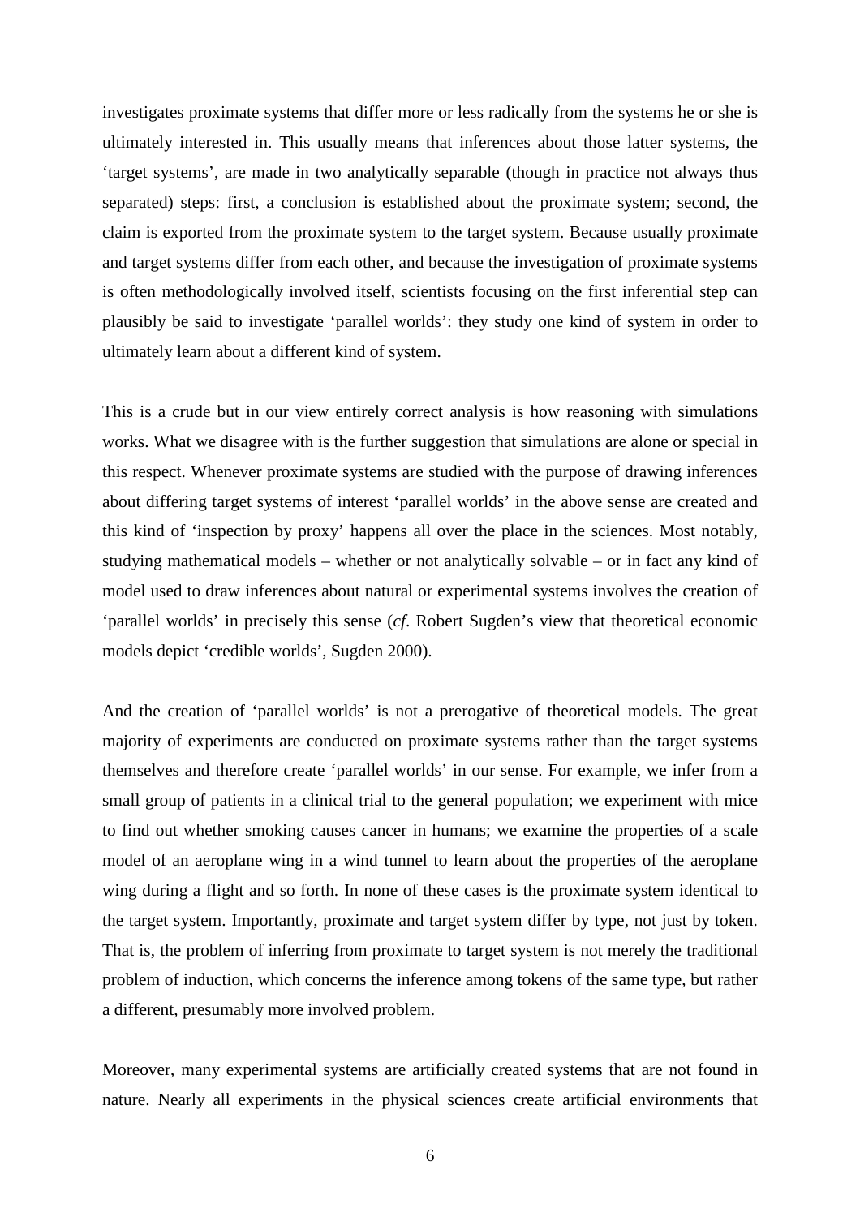investigates proximate systems that differ more or less radically from the systems he or she is ultimately interested in. This usually means that inferences about those latter systems, the 'target systems', are made in two analytically separable (though in practice not always thus separated) steps: first, a conclusion is established about the proximate system; second, the claim is exported from the proximate system to the target system. Because usually proximate and target systems differ from each other, and because the investigation of proximate systems is often methodologically involved itself, scientists focusing on the first inferential step can plausibly be said to investigate 'parallel worlds': they study one kind of system in order to ultimately learn about a different kind of system.

This is a crude but in our view entirely correct analysis is how reasoning with simulations works. What we disagree with is the further suggestion that simulations are alone or special in this respect. Whenever proximate systems are studied with the purpose of drawing inferences about differing target systems of interest 'parallel worlds' in the above sense are created and this kind of 'inspection by proxy' happens all over the place in the sciences. Most notably, studying mathematical models – whether or not analytically solvable – or in fact any kind of model used to draw inferences about natural or experimental systems involves the creation of 'parallel worlds' in precisely this sense (*cf*. Robert Sugden's view that theoretical economic models depict 'credible worlds', Sugden 2000).

And the creation of 'parallel worlds' is not a prerogative of theoretical models. The great majority of experiments are conducted on proximate systems rather than the target systems themselves and therefore create 'parallel worlds' in our sense. For example, we infer from a small group of patients in a clinical trial to the general population; we experiment with mice to find out whether smoking causes cancer in humans; we examine the properties of a scale model of an aeroplane wing in a wind tunnel to learn about the properties of the aeroplane wing during a flight and so forth. In none of these cases is the proximate system identical to the target system. Importantly, proximate and target system differ by type, not just by token. That is, the problem of inferring from proximate to target system is not merely the traditional problem of induction, which concerns the inference among tokens of the same type, but rather a different, presumably more involved problem.

Moreover, many experimental systems are artificially created systems that are not found in nature. Nearly all experiments in the physical sciences create artificial environments that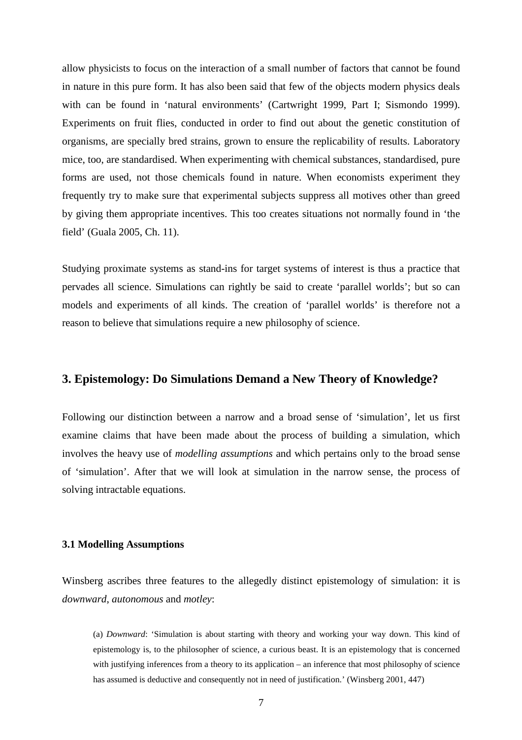allow physicists to focus on the interaction of a small number of factors that cannot be found in nature in this pure form. It has also been said that few of the objects modern physics deals with can be found in 'natural environments' (Cartwright 1999, Part I; Sismondo 1999). Experiments on fruit flies, conducted in order to find out about the genetic constitution of organisms, are specially bred strains, grown to ensure the replicability of results. Laboratory mice, too, are standardised. When experimenting with chemical substances, standardised, pure forms are used, not those chemicals found in nature. When economists experiment they frequently try to make sure that experimental subjects suppress all motives other than greed by giving them appropriate incentives. This too creates situations not normally found in 'the field' (Guala 2005, Ch. 11).

Studying proximate systems as stand-ins for target systems of interest is thus a practice that pervades all science. Simulations can rightly be said to create 'parallel worlds'; but so can models and experiments of all kinds. The creation of 'parallel worlds' is therefore not a reason to believe that simulations require a new philosophy of science.

## 3. Epistemology: Do Simulations Demand a New Theory of Knowledge?

Following our distinction between a narrow and a broad sense of 'simulation', let us first examine claims that have been made about the process of building a simulation, which involves the heavy use of *modelling assumptions* and which pertains only to the broad sense of 'simulation'. After that we will look at simulation in the narrow sense, the process of solving intractable equations.

### 3.1 Modelling Assumptions

Winsberg ascribes three features to the allegedly distinct epistemology of simulation: it is *downward*, *autonomous* and *motley*:

> (a) *Downward*: 'Simulation is about starting with theory and working your way down. This kind of epistemology is, to the philosopher of science, a curious beast. It is an epistemology that is concerned with justifying inferences from a theory to its application – an inference that most philosophy of science has assumed is deductive and consequently not in need of justification.' (Winsberg 2001, 447)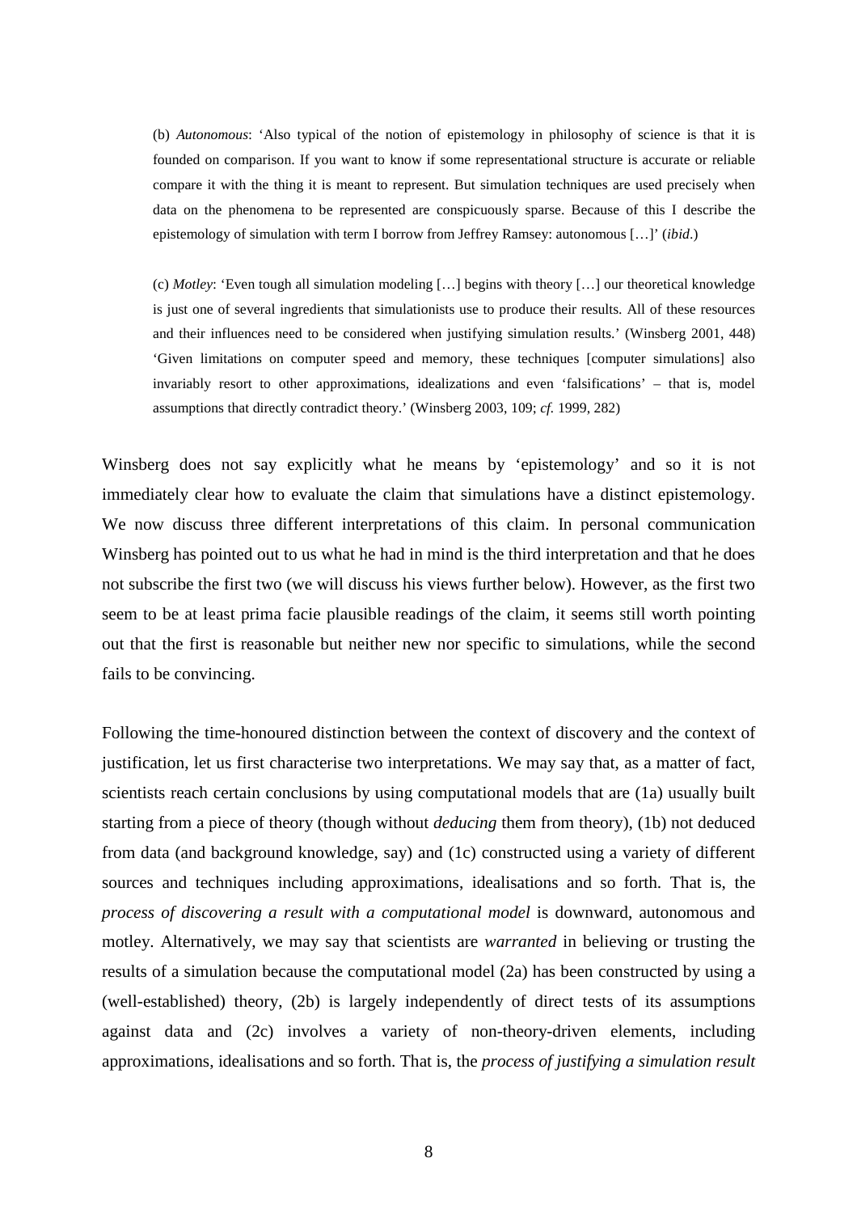(b) *Autonomous*: 'Also typical of the notion of epistemology in philosophy of science is that it is founded on comparison. If you want to know if some representational structure is accurate or reliable compare it with the thing it is meant to represent. But simulation techniques are used precisely when data on the phenomena to be represented are conspicuously sparse. Because of this I describe the epistemology of simulation with term I borrow from Jeffrey Ramsey: autonomous […]' (*ibid*.)

(c) *Motley*: 'Even tough all simulation modeling […] begins with theory […] our theoretical knowledge is just one of several ingredients that simulationists use to produce their results. All of these resources and their influences need to be considered when justifying simulation results.' (Winsberg 2001, 448) 'Given limitations on computer speed and memory, these techniques [computer simulations] also invariably resort to other approximations, idealizations and even 'falsifications' – that is, model assumptions that directly contradict theory.' (Winsberg 2003, 109; *cf*. 1999, 282)

Winsberg does not say explicitly what he means by 'epistemology' and so it is not immediately clear how to evaluate the claim that simulations have a distinct epistemology. We now discuss three different interpretations of this claim. In personal communication Winsberg has pointed out to us what he had in mind is the third interpretation and that he does not subscribe the first two (we will discuss his views further below). However, as the first two seem to be at least prima facie plausible readings of the claim, it seems still worth pointing out that the first is reasonable but neither new nor specific to simulations, while the second fails to be convincing.

Following the time-honoured distinction between the context of discovery and the context of justification, let us first characterise two interpretations. We may say that, as a matter of fact, scientists reach certain conclusions by using computational models that are (1a) usually built starting from a piece of theory (though without *deducing* them from theory), (1b) not deduced from data (and background knowledge, say) and (1c) constructed using a variety of different sources and techniques including approximations, idealisations and so forth. That is, the *process of discovering a result with a computational model* is downward, autonomous and motley. Alternatively, we may say that scientists are *warranted* in believing or trusting the results of a simulation because the computational model (2a) has been constructed by using a (well-established) theory, (2b) is largely independently of direct tests of its assumptions against data and (2c) involves a variety of non-theory-driven elements, including approximations, idealisations and so forth. That is, the *process of justifying a simulation result*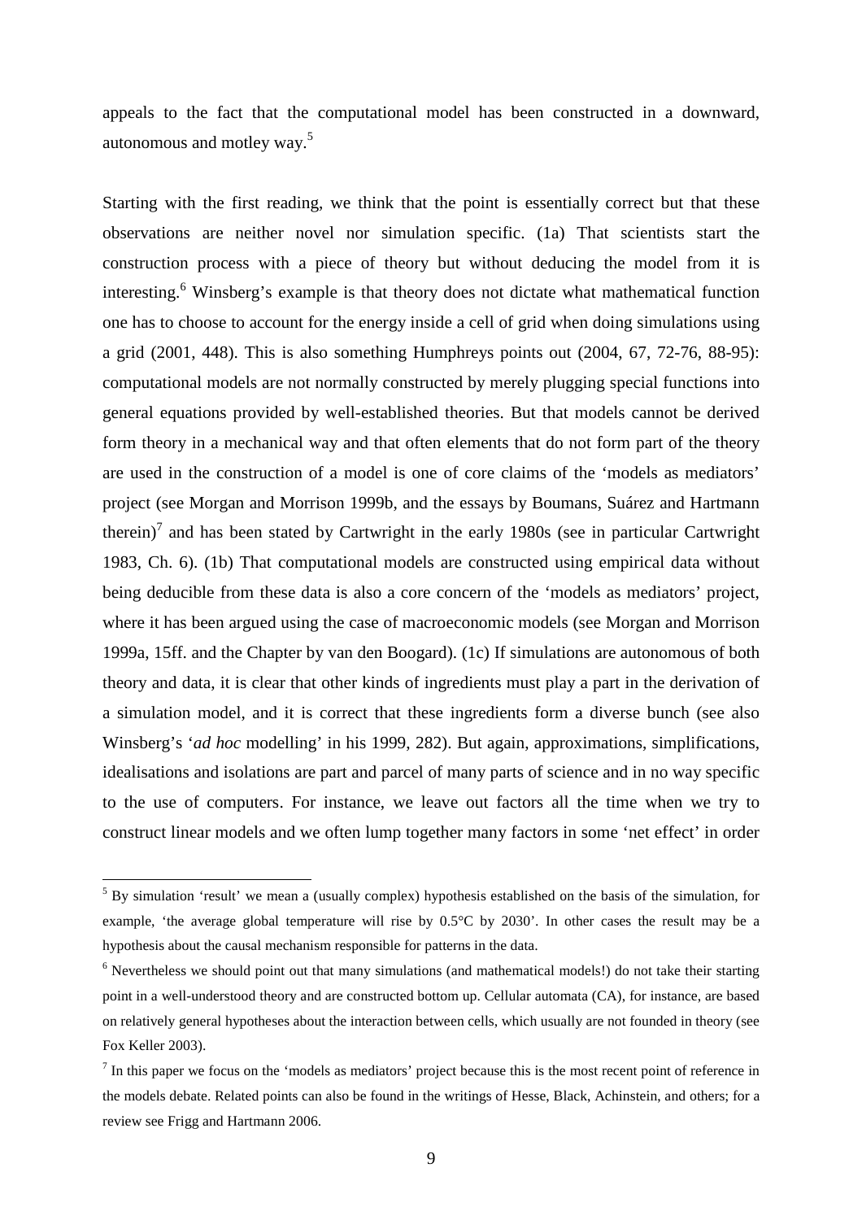appeals to the fact that the computational model has been constructed in a downward, autonomous and motley way.[5]

Starting with the first reading, we think that the point is essentially correct but that these observations are neither novel nor simulation specific. (1a) That scientists start the construction process with a piece of theory but without deducing the model from it is interesting.[6] Winsberg's example is that theory does not dictate what mathematical function one has to choose to account for the energy inside a cell of grid when doing simulations using a grid (2001, 448). This is also something Humphreys points out (2004, 67, 72-76, 88-95): computational models are not normally constructed by merely plugging special functions into general equations provided by well-established theories. But that models cannot be derived form theory in a mechanical way and that often elements that do not form part of the theory are used in the construction of a model is one of core claims of the 'models as mediators' project (see Morgan and Morrison 1999b, and the essays by Boumans, Suárez and Hartmann therein)[7] and has been stated by Cartwright in the early 1980s (see in particular Cartwright 1983, Ch. 6). (1b) That computational models are constructed using empirical data without being deducible from these data is also a core concern of the 'models as mediators' project, where it has been argued using the case of macroeconomic models (see Morgan and Morrison 1999a, 15ff. and the Chapter by van den Boogard). (1c) If simulations are autonomous of both theory and data, it is clear that other kinds of ingredients must play a part in the derivation of a simulation model, and it is correct that these ingredients form a diverse bunch (see also Winsberg's '*ad hoc* modelling' in his 1999, 282). But again, approximations, simplifications, idealisations and isolations are part and parcel of many parts of science and in no way specific to the use of computers. For instance, we leave out factors all the time when we try to construct linear models and we often lump together many factors in some 'net effect' in order

[5] By simulation 'result' we mean a (usually complex) hypothesis established on the basis of the simulation, for example, 'the average global temperature will rise by 0.5°C by 2030'. In other cases the result may be a hypothesis about the causal mechanism responsible for patterns in the data.

[6] Nevertheless we should point out that many simulations (and mathematical models!) do not take their starting point in a well-understood theory and are constructed bottom up. Cellular automata (CA), for instance, are based on relatively general hypotheses about the interaction between cells, which usually are not founded in theory (see Fox Keller 2003).

[7] In this paper we focus on the 'models as mediators' project because this is the most recent point of reference in the models debate. Related points can also be found in the writings of Hesse, Black, Achinstein, and others; for a review see Frigg and Hartmann 2006.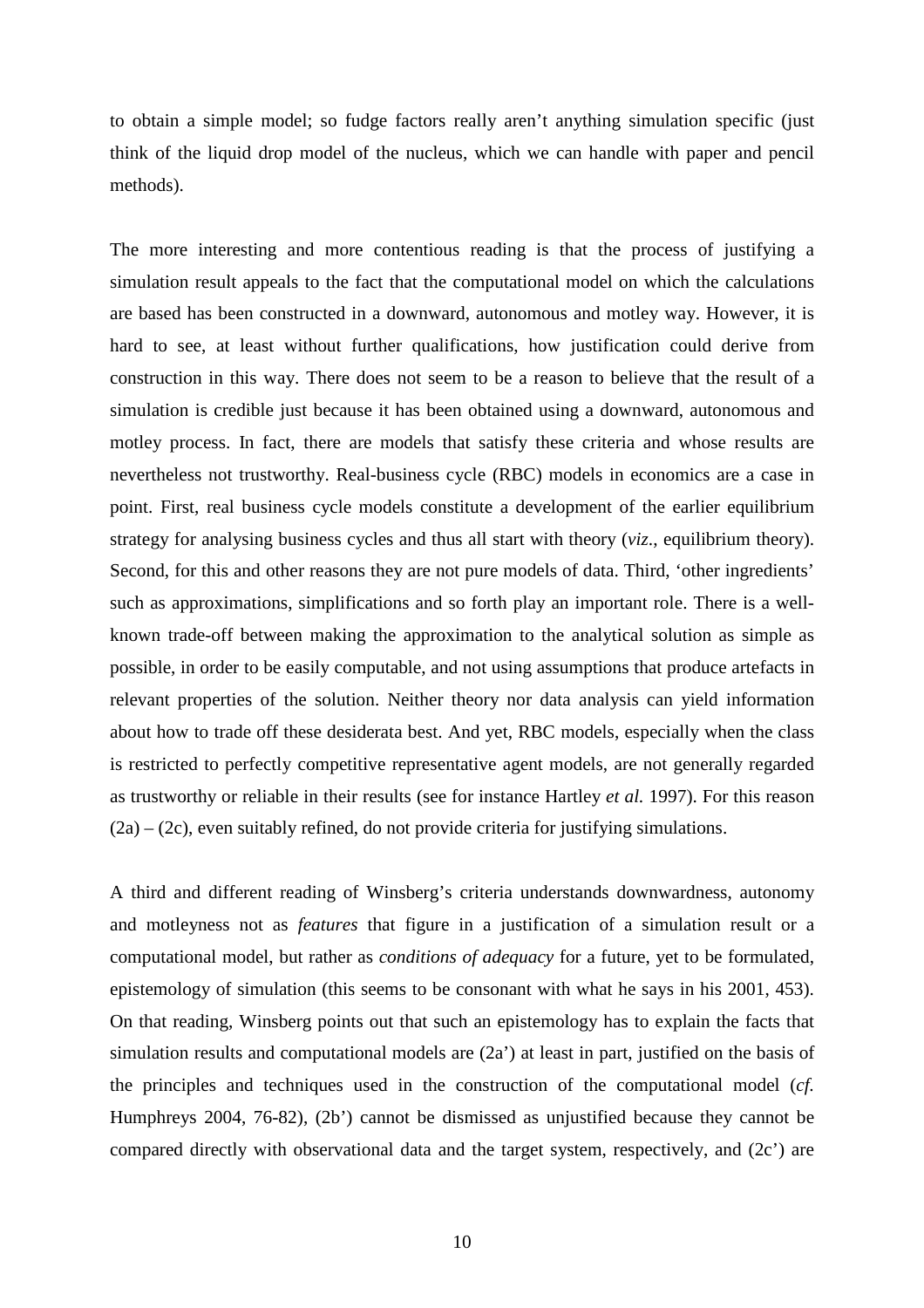to obtain a simple model; so fudge factors really aren't anything simulation specific (just think of the liquid drop model of the nucleus, which we can handle with paper and pencil methods).

The more interesting and more contentious reading is that the process of justifying a simulation result appeals to the fact that the computational model on which the calculations are based has been constructed in a downward, autonomous and motley way. However, it is hard to see, at least without further qualifications, how justification could derive from construction in this way. There does not seem to be a reason to believe that the result of a simulation is credible just because it has been obtained using a downward, autonomous and motley process. In fact, there are models that satisfy these criteria and whose results are nevertheless not trustworthy. Real-business cycle (RBC) models in economics are a case in point. First, real business cycle models constitute a development of the earlier equilibrium strategy for analysing business cycles and thus all start with theory (*viz*., equilibrium theory). Second, for this and other reasons they are not pure models of data. Third, 'other ingredients' such as approximations, simplifications and so forth play an important role. There is a well-known trade-off between making the approximation to the analytical solution as simple as possible, in order to be easily computable, and not using assumptions that produce artefacts in relevant properties of the solution. Neither theory nor data analysis can yield information about how to trade off these desiderata best. And yet, RBC models, especially when the class is restricted to perfectly competitive representative agent models, are not generally regarded as trustworthy or reliable in their results (see for instance Hartley *et al.* 1997). For this reason (2a) – (2c), even suitably refined, do not provide criteria for justifying simulations.

A third and different reading of Winsberg's criteria understands downwardness, autonomy and motleyness not as *features* that figure in a justification of a simulation result or a computational model, but rather as *conditions of adequacy* for a future, yet to be formulated, epistemology of simulation (this seems to be consonant with what he says in his 2001, 453). On that reading, Winsberg points out that such an epistemology has to explain the facts that simulation results and computational models are (2a') at least in part, justified on the basis of the principles and techniques used in the construction of the computational model (*cf.* Humphreys 2004, 76-82), (2b') cannot be dismissed as unjustified because they cannot be compared directly with observational data and the target system, respectively, and (2c') are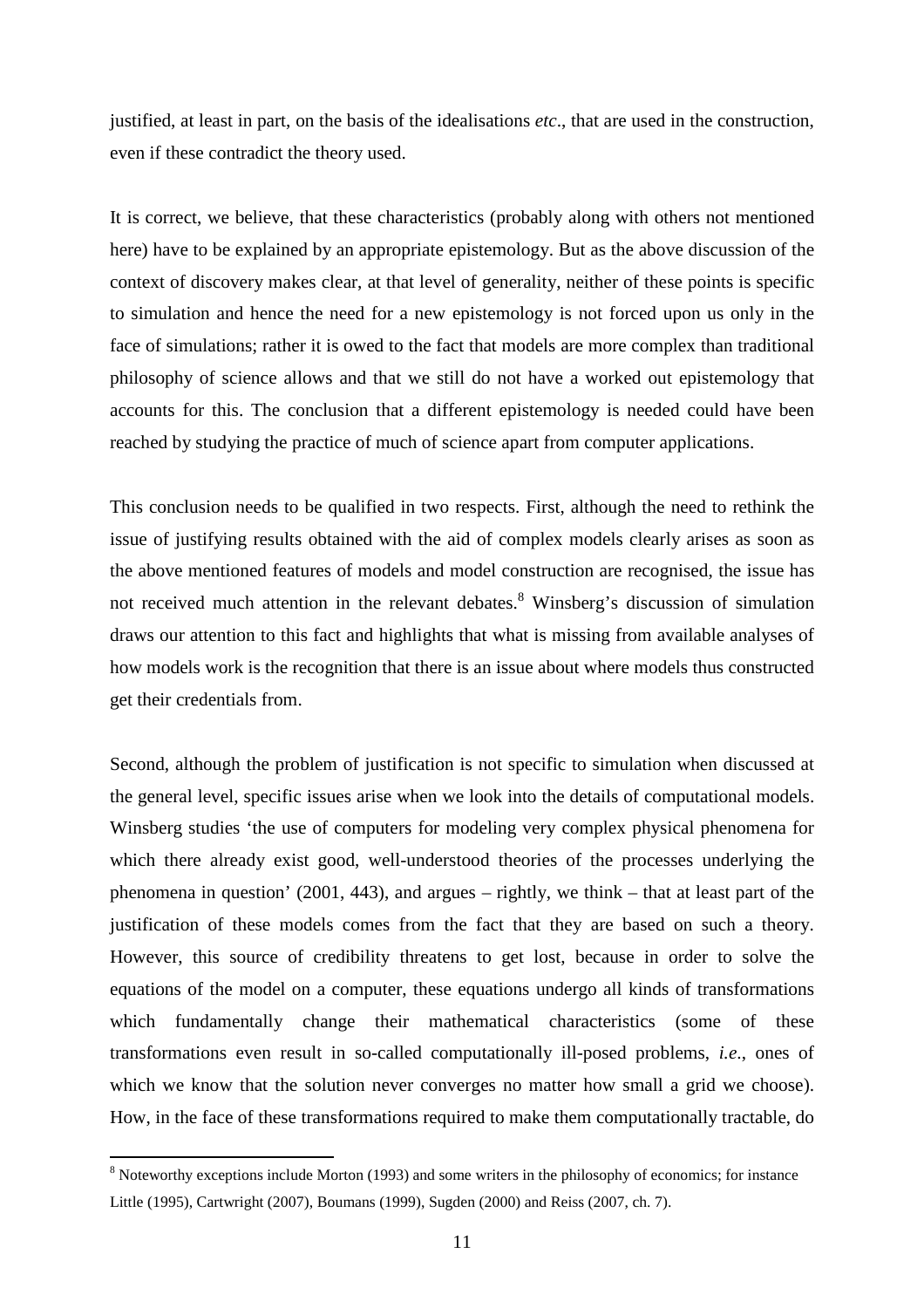justified, at least in part, on the basis of the idealisations *etc*., that are used in the construction, even if these contradict the theory used.

It is correct, we believe, that these characteristics (probably along with others not mentioned here) have to be explained by an appropriate epistemology. But as the above discussion of the context of discovery makes clear, at that level of generality, neither of these points is specific to simulation and hence the need for a new epistemology is not forced upon us only in the face of simulations; rather it is owed to the fact that models are more complex than traditional philosophy of science allows and that we still do not have a worked out epistemology that accounts for this. The conclusion that a different epistemology is needed could have been reached by studying the practice of much of science apart from computer applications.

This conclusion needs to be qualified in two respects. First, although the need to rethink the issue of justifying results obtained with the aid of complex models clearly arises as soon as the above mentioned features of models and model construction are recognised, the issue has not received much attention in the relevant debates.[8] Winsberg's discussion of simulation draws our attention to this fact and highlights that what is missing from available analyses of how models work is the recognition that there is an issue about where models thus constructed get their credentials from.

Second, although the problem of justification is not specific to simulation when discussed at the general level, specific issues arise when we look into the details of computational models. Winsberg studies 'the use of computers for modeling very complex physical phenomena for which there already exist good, well-understood theories of the processes underlying the phenomena in question' (2001, 443), and argues – rightly, we think – that at least part of the justification of these models comes from the fact that they are based on such a theory. However, this source of credibility threatens to get lost, because in order to solve the equations of the model on a computer, these equations undergo all kinds of transformations which fundamentally change their mathematical characteristics (some of these transformations even result in so-called computationally ill-posed problems, *i.e.*, ones of which we know that the solution never converges no matter how small a grid we choose). How, in the face of these transformations required to make them computationally tractable, do

[8] Noteworthy exceptions include Morton (1993) and some writers in the philosophy of economics; for instance Little (1995), Cartwright (2007), Boumans (1999), Sugden (2000) and Reiss (2007, ch. 7).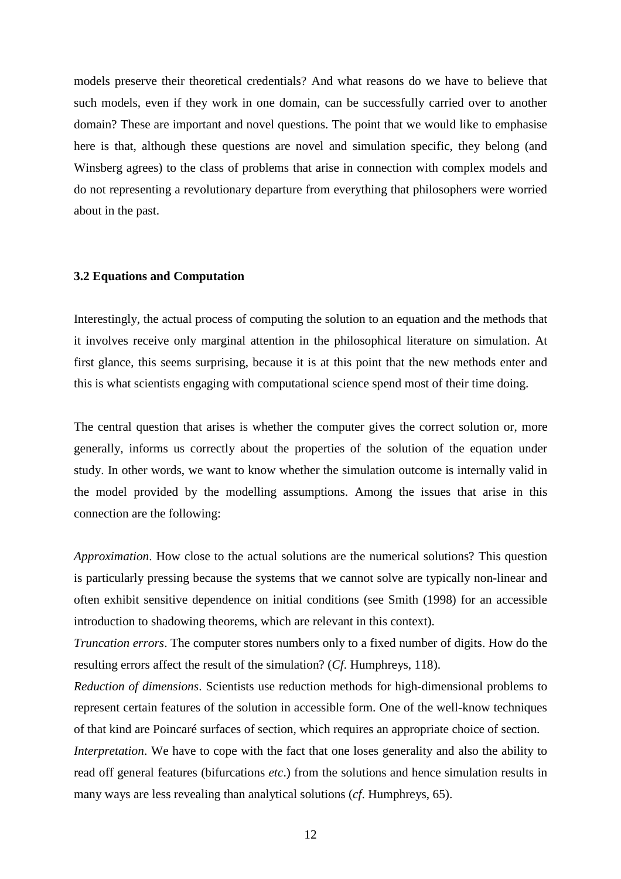models preserve their theoretical credentials? And what reasons do we have to believe that such models, even if they work in one domain, can be successfully carried over to another domain? These are important and novel questions. The point that we would like to emphasise here is that, although these questions are novel and simulation specific, they belong (and Winsberg agrees) to the class of problems that arise in connection with complex models and do not representing a revolutionary departure from everything that philosophers were worried about in the past.

### 3.2 Equations and Computation

Interestingly, the actual process of computing the solution to an equation and the methods that it involves receive only marginal attention in the philosophical literature on simulation. At first glance, this seems surprising, because it is at this point that the new methods enter and this is what scientists engaging with computational science spend most of their time doing.

The central question that arises is whether the computer gives the correct solution or, more generally, informs us correctly about the properties of the solution of the equation under study. In other words, we want to know whether the simulation outcome is internally valid in the model provided by the modelling assumptions. Among the issues that arise in this connection are the following:

*Approximation*. How close to the actual solutions are the numerical solutions? This question is particularly pressing because the systems that we cannot solve are typically non-linear and often exhibit sensitive dependence on initial conditions (see Smith (1998) for an accessible introduction to shadowing theorems, which are relevant in this context).

*Truncation errors*. The computer stores numbers only to a fixed number of digits. How do the resulting errors affect the result of the simulation? (*Cf*. Humphreys, 118).

*Reduction of dimensions*. Scientists use reduction methods for high-dimensional problems to represent certain features of the solution in accessible form. One of the well-know techniques of that kind are Poincaré surfaces of section, which requires an appropriate choice of section.

*Interpretation*. We have to cope with the fact that one loses generality and also the ability to read off general features (bifurcations *etc*.) from the solutions and hence simulation results in many ways are less revealing than analytical solutions (*cf*. Humphreys, 65).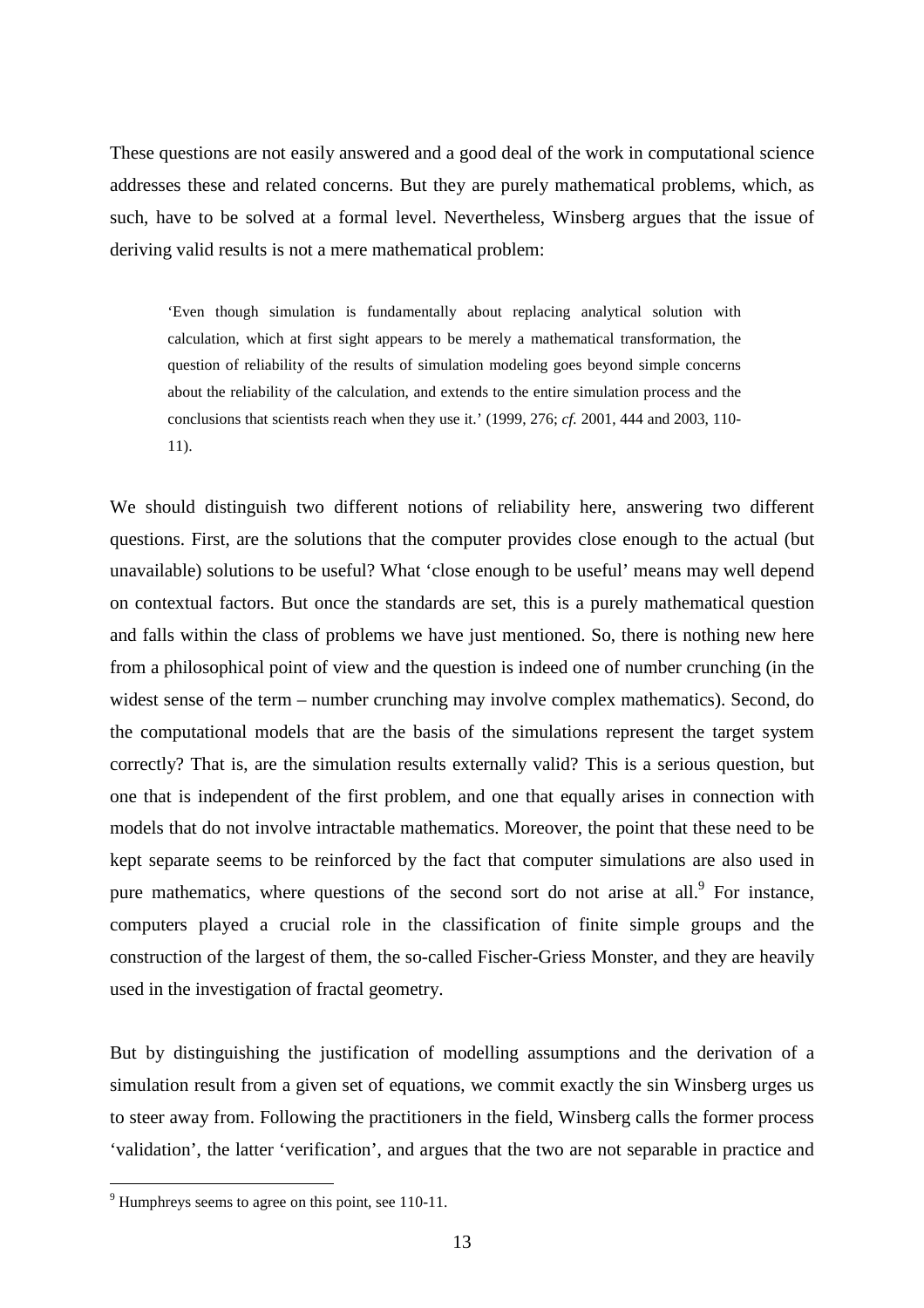These questions are not easily answered and a good deal of the work in computational science addresses these and related concerns. But they are purely mathematical problems, which, as such, have to be solved at a formal level. Nevertheless, Winsberg argues that the issue of deriving valid results is not a mere mathematical problem:

> 'Even though simulation is fundamentally about replacing analytical solution with calculation, which at first sight appears to be merely a mathematical transformation, the question of reliability of the results of simulation modeling goes beyond simple concerns about the reliability of the calculation, and extends to the entire simulation process and the conclusions that scientists reach when they use it.' (1999, 276; *cf.* 2001, 444 and 2003, 110-11).

We should distinguish two different notions of reliability here, answering two different questions. First, are the solutions that the computer provides close enough to the actual (but unavailable) solutions to be useful? What 'close enough to be useful' means may well depend on contextual factors. But once the standards are set, this is a purely mathematical question and falls within the class of problems we have just mentioned. So, there is nothing new here from a philosophical point of view and the question is indeed one of number crunching (in the widest sense of the term – number crunching may involve complex mathematics). Second, do the computational models that are the basis of the simulations represent the target system correctly? That is, are the simulation results externally valid? This is a serious question, but one that is independent of the first problem, and one that equally arises in connection with models that do not involve intractable mathematics. Moreover, the point that these need to be kept separate seems to be reinforced by the fact that computer simulations are also used in pure mathematics, where questions of the second sort do not arise at all.[9] For instance, computers played a crucial role in the classification of finite simple groups and the construction of the largest of them, the so-called Fischer-Griess Monster, and they are heavily used in the investigation of fractal geometry.

But by distinguishing the justification of modelling assumptions and the derivation of a simulation result from a given set of equations, we commit exactly the sin Winsberg urges us to steer away from. Following the practitioners in the field, Winsberg calls the former process 'validation', the latter 'verification', and argues that the two are not separable in practice and

[9] Humphreys seems to agree on this point, see 110-11.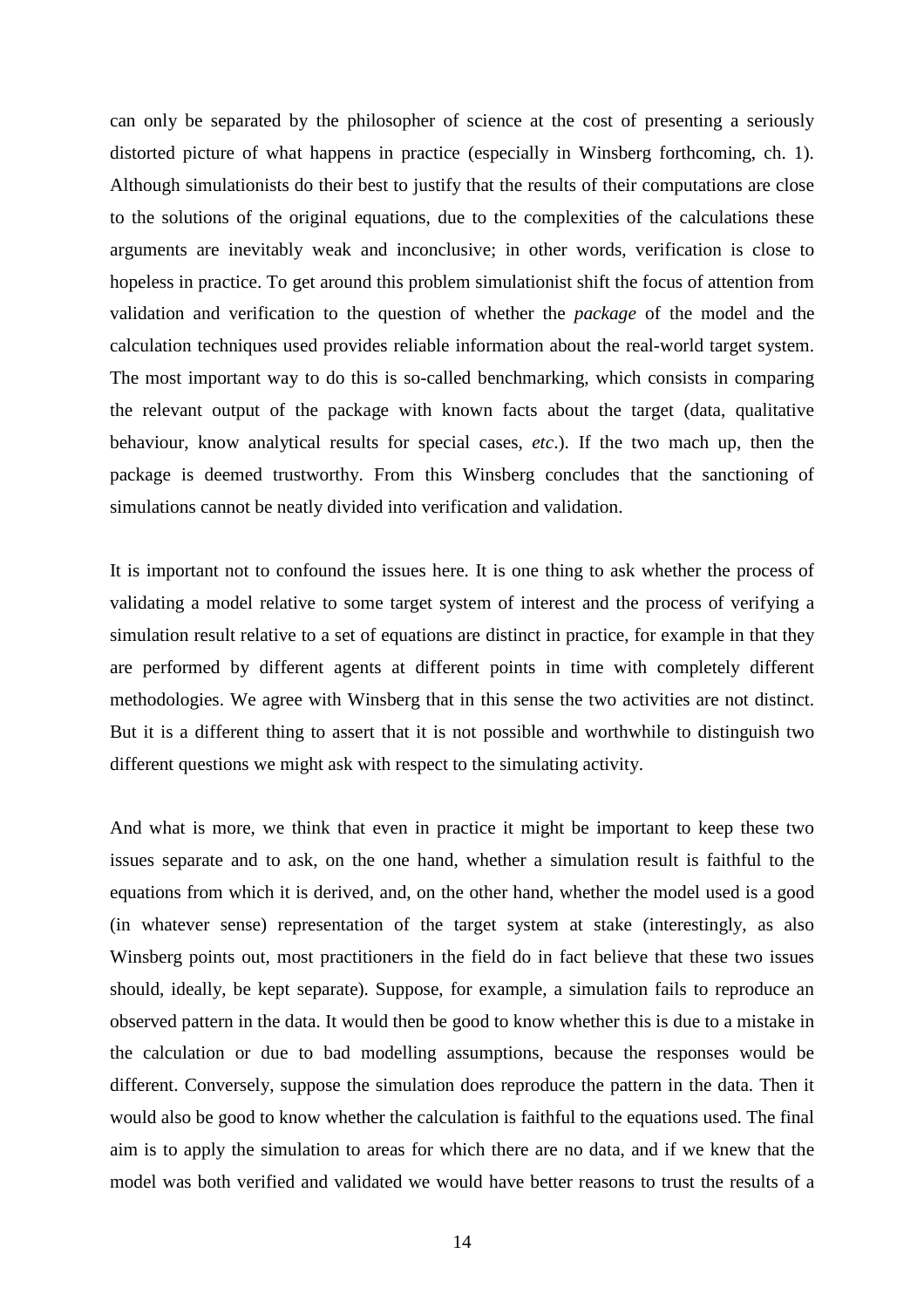can only be separated by the philosopher of science at the cost of presenting a seriously distorted picture of what happens in practice (especially in Winsberg forthcoming, ch. 1). Although simulationists do their best to justify that the results of their computations are close to the solutions of the original equations, due to the complexities of the calculations these arguments are inevitably weak and inconclusive; in other words, verification is close to hopeless in practice. To get around this problem simulationist shift the focus of attention from validation and verification to the question of whether the *package* of the model and the calculation techniques used provides reliable information about the real-world target system. The most important way to do this is so-called benchmarking, which consists in comparing the relevant output of the package with known facts about the target (data, qualitative behaviour, know analytical results for special cases, *etc*.). If the two mach up, then the package is deemed trustworthy. From this Winsberg concludes that the sanctioning of simulations cannot be neatly divided into verification and validation.

It is important not to confound the issues here. It is one thing to ask whether the process of validating a model relative to some target system of interest and the process of verifying a simulation result relative to a set of equations are distinct in practice, for example in that they are performed by different agents at different points in time with completely different methodologies. We agree with Winsberg that in this sense the two activities are not distinct. But it is a different thing to assert that it is not possible and worthwhile to distinguish two different questions we might ask with respect to the simulating activity.

And what is more, we think that even in practice it might be important to keep these two issues separate and to ask, on the one hand, whether a simulation result is faithful to the equations from which it is derived, and, on the other hand, whether the model used is a good (in whatever sense) representation of the target system at stake (interestingly, as also Winsberg points out, most practitioners in the field do in fact believe that these two issues should, ideally, be kept separate). Suppose, for example, a simulation fails to reproduce an observed pattern in the data. It would then be good to know whether this is due to a mistake in the calculation or due to bad modelling assumptions, because the responses would be different. Conversely, suppose the simulation does reproduce the pattern in the data. Then it would also be good to know whether the calculation is faithful to the equations used. The final aim is to apply the simulation to areas for which there are no data, and if we knew that the model was both verified and validated we would have better reasons to trust the results of a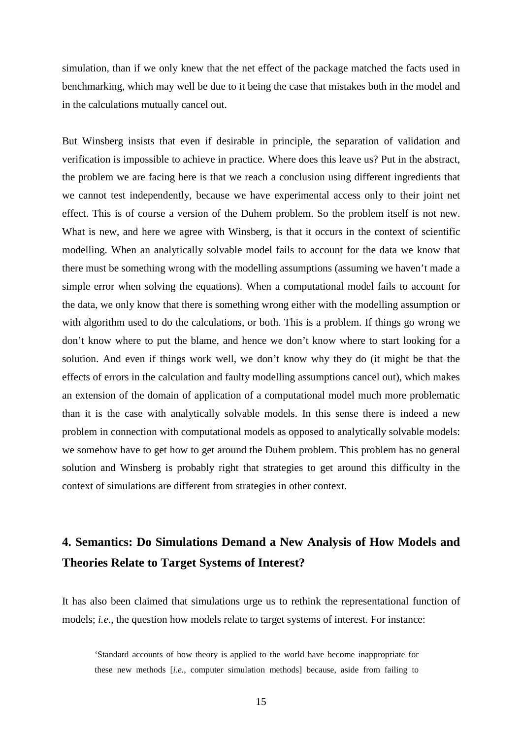simulation, than if we only knew that the net effect of the package matched the facts used in benchmarking, which may well be due to it being the case that mistakes both in the model and in the calculations mutually cancel out.

But Winsberg insists that even if desirable in principle, the separation of validation and verification is impossible to achieve in practice. Where does this leave us? Put in the abstract, the problem we are facing here is that we reach a conclusion using different ingredients that we cannot test independently, because we have experimental access only to their joint net effect. This is of course a version of the Duhem problem. So the problem itself is not new. What is new, and here we agree with Winsberg, is that it occurs in the context of scientific modelling. When an analytically solvable model fails to account for the data we know that there must be something wrong with the modelling assumptions (assuming we haven't made a simple error when solving the equations). When a computational model fails to account for the data, we only know that there is something wrong either with the modelling assumption or with algorithm used to do the calculations, or both. This is a problem. If things go wrong we don't know where to put the blame, and hence we don't know where to start looking for a solution. And even if things work well, we don't know why they do (it might be that the effects of errors in the calculation and faulty modelling assumptions cancel out), which makes an extension of the domain of application of a computational model much more problematic than it is the case with analytically solvable models. In this sense there is indeed a new problem in connection with computational models as opposed to analytically solvable models: we somehow have to get how to get around the Duhem problem. This problem has no general solution and Winsberg is probably right that strategies to get around this difficulty in the context of simulations are different from strategies in other context.

## 4. Semantics: Do Simulations Demand a New Analysis of How Models and Theories Relate to Target Systems of Interest?

It has also been claimed that simulations urge us to rethink the representational function of models; *i.e.*, the question how models relate to target systems of interest. For instance:

> 'Standard accounts of how theory is applied to the world have become inappropriate for these new methods [*i.e.*, computer simulation methods] because, aside from failing to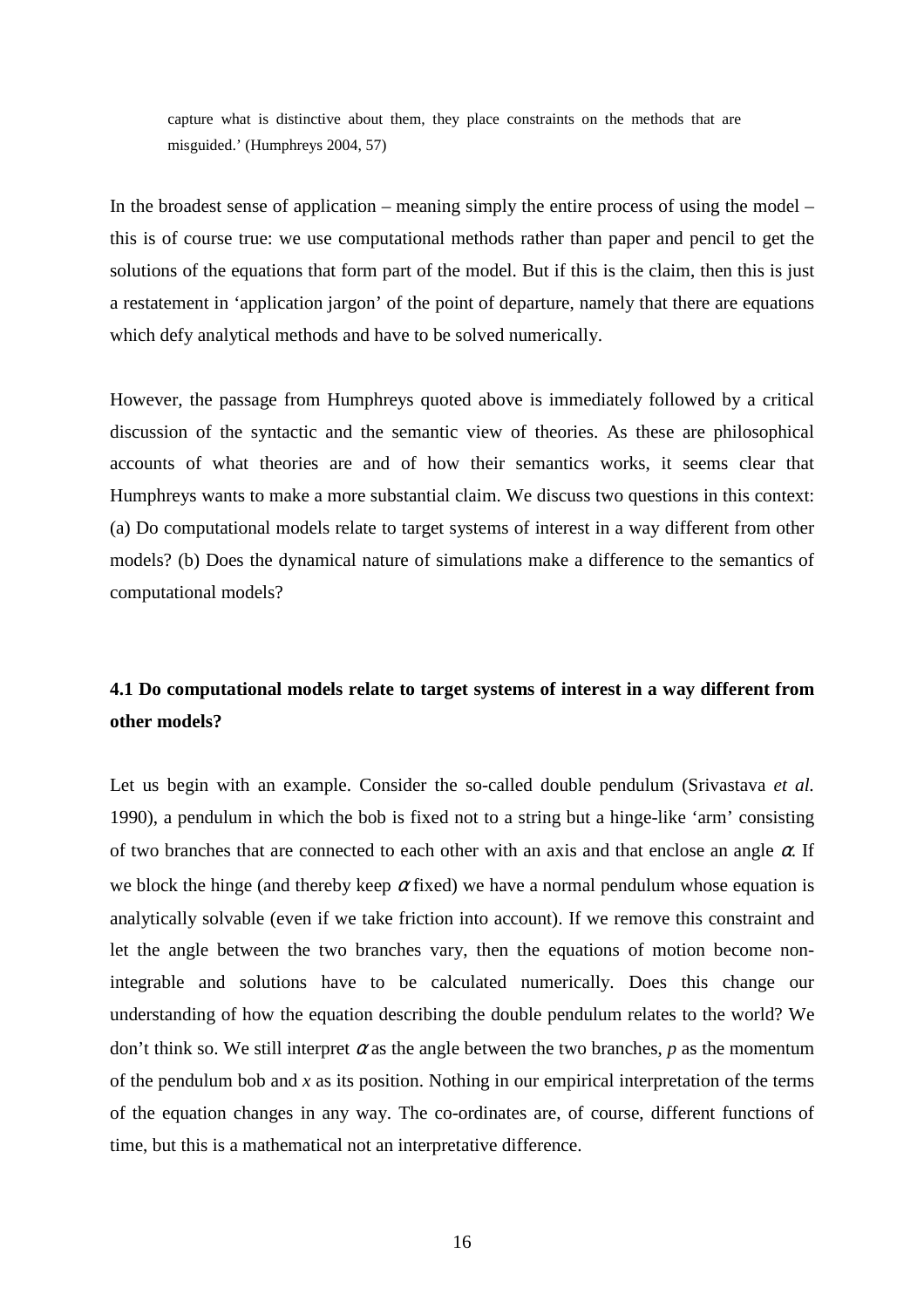> capture what is distinctive about them, they place constraints on the methods that are misguided.' (Humphreys 2004, 57)

In the broadest sense of application – meaning simply the entire process of using the model – this is of course true: we use computational methods rather than paper and pencil to get the solutions of the equations that form part of the model. But if this is the claim, then this is just a restatement in 'application jargon' of the point of departure, namely that there are equations which defy analytical methods and have to be solved numerically.

However, the passage from Humphreys quoted above is immediately followed by a critical discussion of the syntactic and the semantic view of theories. As these are philosophical accounts of what theories are and of how their semantics works, it seems clear that Humphreys wants to make a more substantial claim. We discuss two questions in this context: (a) Do computational models relate to target systems of interest in a way different from other models? (b) Does the dynamical nature of simulations make a difference to the semantics of computational models?

### 4.1 Do computational models relate to target systems of interest in a way different from other models?

Let us begin with an example. Consider the so-called double pendulum (Srivastava *et al.* 1990), a pendulum in which the bob is fixed not to a string but a hinge-like 'arm' consisting of two branches that are connected to each other with an axis and that enclose an angle $\alpha$. If we block the hinge (and thereby keep $\alpha$ fixed) we have a normal pendulum whose equation is analytically solvable (even if we take friction into account). If we remove this constraint and let the angle between the two branches vary, then the equations of motion become non-integrable and solutions have to be calculated numerically. Does this change our understanding of how the equation describing the double pendulum relates to the world? We don't think so. We still interpret $\alpha$ as the angle between the two branches, $p$ as the momentum of the pendulum bob and $x$ as its position. Nothing in our empirical interpretation of the terms of the equation changes in any way. The co-ordinates are, of course, different functions of time, but this is a mathematical not an interpretative difference.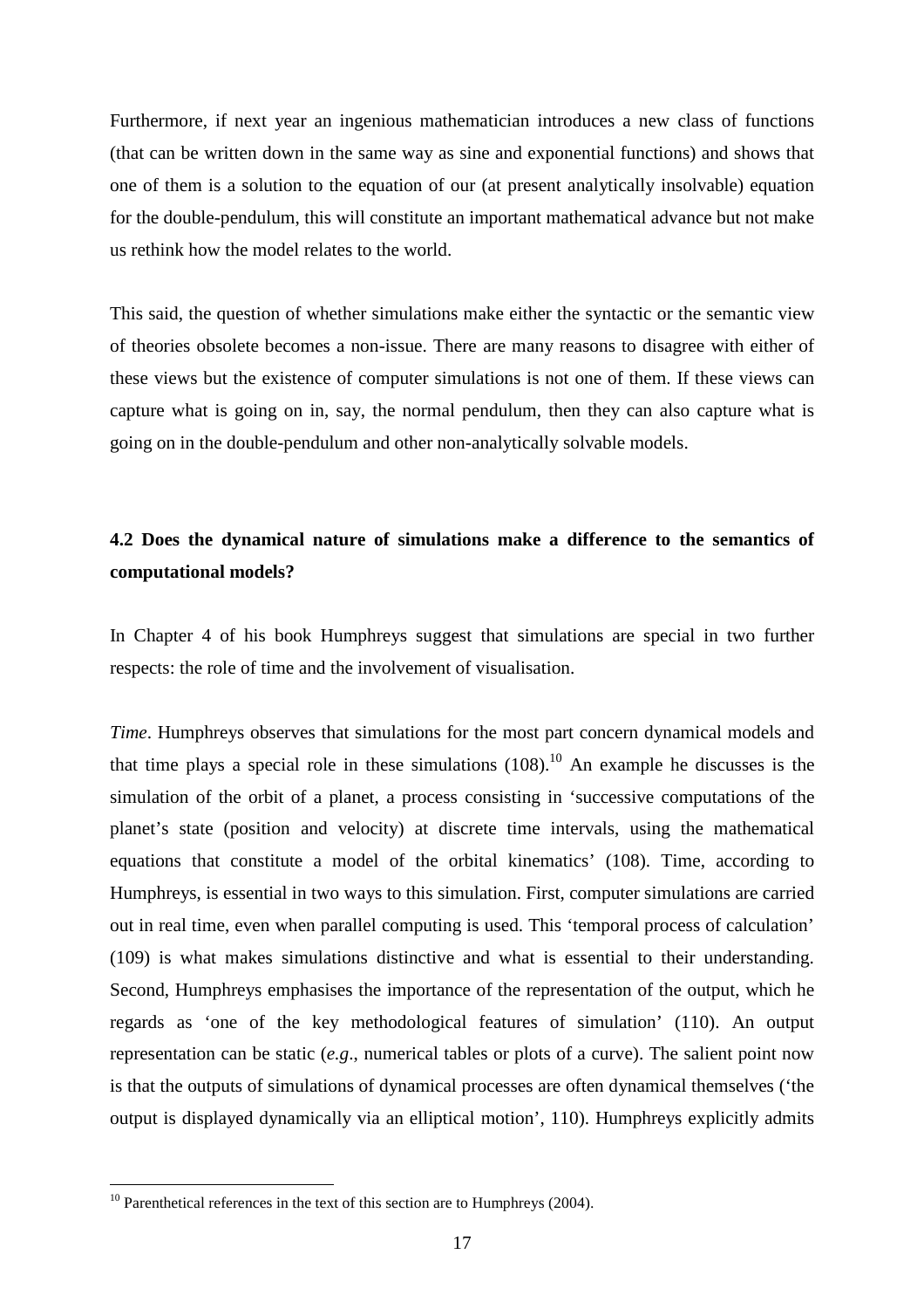Furthermore, if next year an ingenious mathematician introduces a new class of functions (that can be written down in the same way as sine and exponential functions) and shows that one of them is a solution to the equation of our (at present analytically insolvable) equation for the double-pendulum, this will constitute an important mathematical advance but not make us rethink how the model relates to the world.

This said, the question of whether simulations make either the syntactic or the semantic view of theories obsolete becomes a non-issue. There are many reasons to disagree with either of these views but the existence of computer simulations is not one of them. If these views can capture what is going on in, say, the normal pendulum, then they can also capture what is going on in the double-pendulum and other non-analytically solvable models.

### 4.2 Does the dynamical nature of simulations make a difference to the semantics of computational models?

In Chapter 4 of his book Humphreys suggest that simulations are special in two further respects: the role of time and the involvement of visualisation.

*Time*. Humphreys observes that simulations for the most part concern dynamical models and that time plays a special role in these simulations (108).[10] An example he discusses is the simulation of the orbit of a planet, a process consisting in 'successive computations of the planet's state (position and velocity) at discrete time intervals, using the mathematical equations that constitute a model of the orbital kinematics' (108). Time, according to Humphreys, is essential in two ways to this simulation. First, computer simulations are carried out in real time, even when parallel computing is used. This 'temporal process of calculation' (109) is what makes simulations distinctive and what is essential to their understanding. Second, Humphreys emphasises the importance of the representation of the output, which he regards as 'one of the key methodological features of simulation' (110). An output representation can be static (*e.g*., numerical tables or plots of a curve). The salient point now is that the outputs of simulations of dynamical processes are often dynamical themselves ('the output is displayed dynamically via an elliptical motion', 110). Humphreys explicitly admits

[10] Parenthetical references in the text of this section are to Humphreys (2004).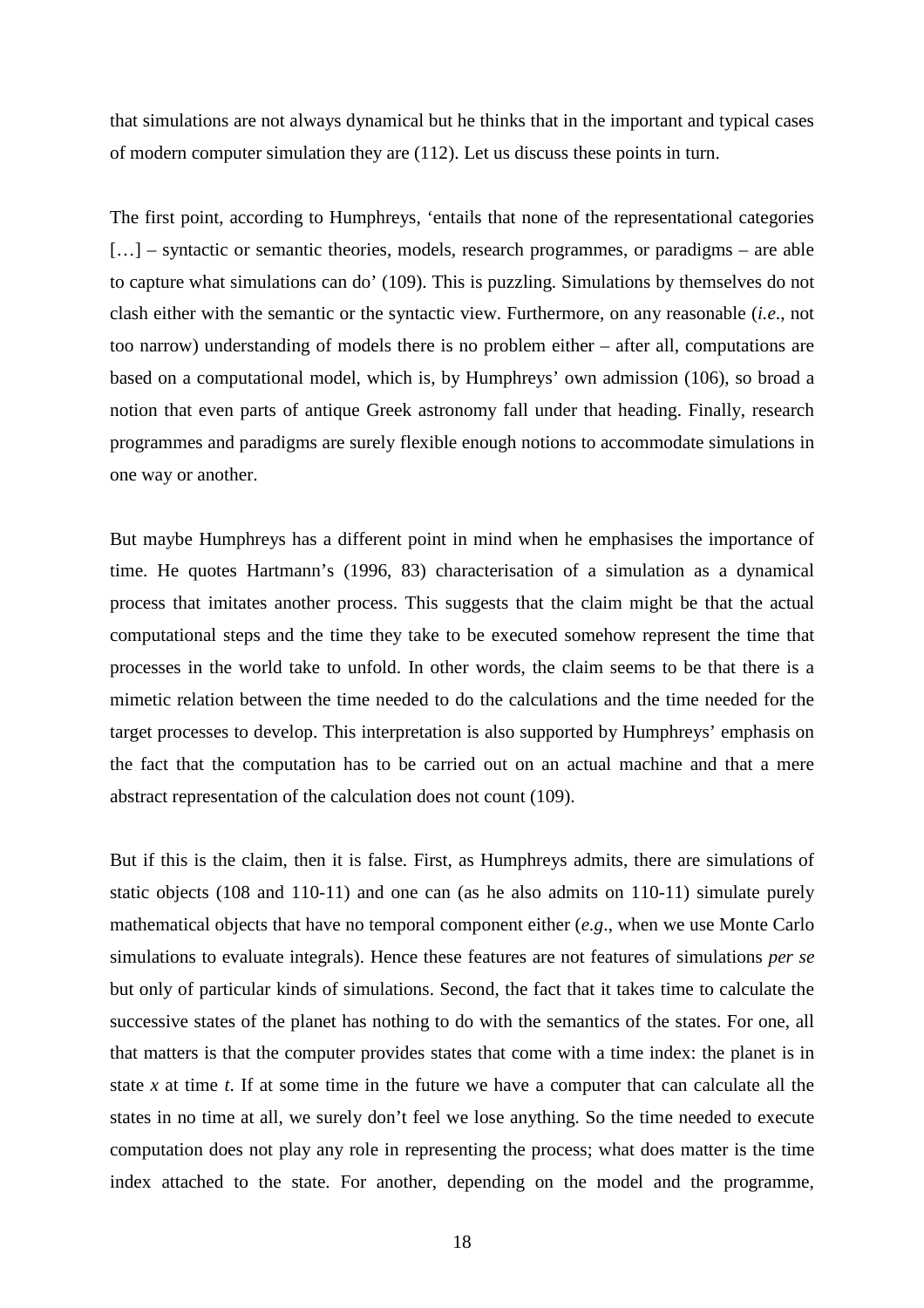that simulations are not always dynamical but he thinks that in the important and typical cases of modern computer simulation they are (112). Let us discuss these points in turn.

The first point, according to Humphreys, 'entails that none of the representational categories […] – syntactic or semantic theories, models, research programmes, or paradigms – are able to capture what simulations can do' (109). This is puzzling. Simulations by themselves do not clash either with the semantic or the syntactic view. Furthermore, on any reasonable (*i.e.*, not too narrow) understanding of models there is no problem either – after all, computations are based on a computational model, which is, by Humphreys' own admission (106), so broad a notion that even parts of antique Greek astronomy fall under that heading. Finally, research programmes and paradigms are surely flexible enough notions to accommodate simulations in one way or another.

But maybe Humphreys has a different point in mind when he emphasises the importance of time. He quotes Hartmann's (1996, 83) characterisation of a simulation as a dynamical process that imitates another process. This suggests that the claim might be that the actual computational steps and the time they take to be executed somehow represent the time that processes in the world take to unfold. In other words, the claim seems to be that there is a mimetic relation between the time needed to do the calculations and the time needed for the target processes to develop. This interpretation is also supported by Humphreys' emphasis on the fact that the computation has to be carried out on an actual machine and that a mere abstract representation of the calculation does not count (109).

But if this is the claim, then it is false. First, as Humphreys admits, there are simulations of static objects (108 and 110-11) and one can (as he also admits on 110-11) simulate purely mathematical objects that have no temporal component either (*e.g*., when we use Monte Carlo simulations to evaluate integrals). Hence these features are not features of simulations *per se* but only of particular kinds of simulations. Second, the fact that it takes time to calculate the successive states of the planet has nothing to do with the semantics of the states. For one, all that matters is that the computer provides states that come with a time index: the planet is in state $x$ at time $t$. If at some time in the future we have a computer that can calculate all the states in no time at all, we surely don't feel we lose anything. So the time needed to execute computation does not play any role in representing the process; what does matter is the time index attached to the state. For another, depending on the model and the programme,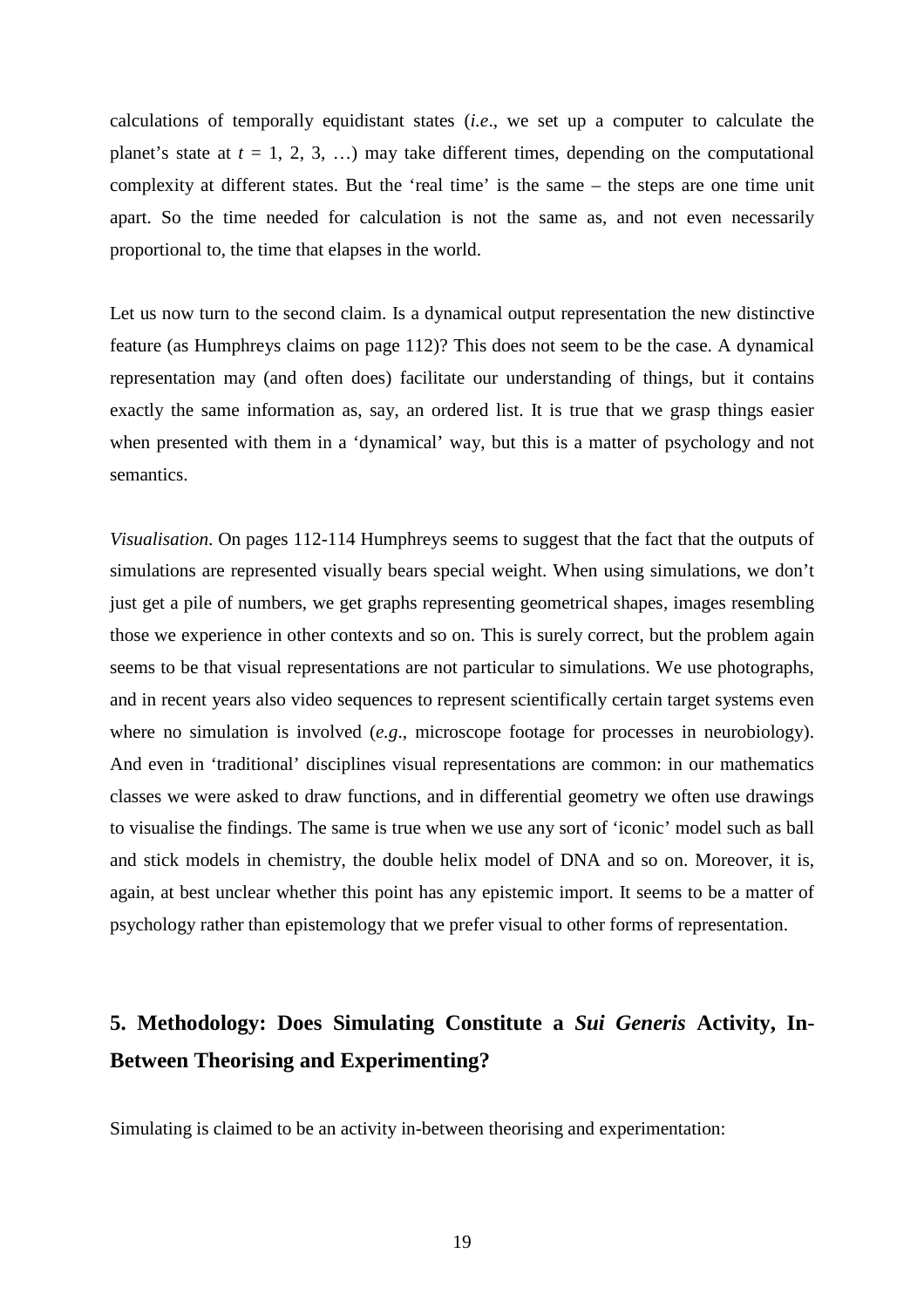calculations of temporally equidistant states (*i.e*., we set up a computer to calculate the planet's state at $t = 1, 2, 3, \ldots$) may take different times, depending on the computational complexity at different states. But the 'real time' is the same – the steps are one time unit apart. So the time needed for calculation is not the same as, and not even necessarily proportional to, the time that elapses in the world.

Let us now turn to the second claim. Is a dynamical output representation the new distinctive feature (as Humphreys claims on page 112)? This does not seem to be the case. A dynamical representation may (and often does) facilitate our understanding of things, but it contains exactly the same information as, say, an ordered list. It is true that we grasp things easier when presented with them in a 'dynamical' way, but this is a matter of psychology and not semantics.

*Visualisation*. On pages 112-114 Humphreys seems to suggest that the fact that the outputs of simulations are represented visually bears special weight. When using simulations, we don't just get a pile of numbers, we get graphs representing geometrical shapes, images resembling those we experience in other contexts and so on. This is surely correct, but the problem again seems to be that visual representations are not particular to simulations. We use photographs, and in recent years also video sequences to represent scientifically certain target systems even where no simulation is involved (*e.g*., microscope footage for processes in neurobiology). And even in 'traditional' disciplines visual representations are common: in our mathematics classes we were asked to draw functions, and in differential geometry we often use drawings to visualise the findings. The same is true when we use any sort of 'iconic' model such as ball and stick models in chemistry, the double helix model of DNA and so on. Moreover, it is, again, at best unclear whether this point has any epistemic import. It seems to be a matter of psychology rather than epistemology that we prefer visual to other forms of representation.

## 5. Methodology: Does Simulating Constitute a *Sui Generis* Activity, In-Between Theorising and Experimenting?

Simulating is claimed to be an activity in-between theorising and experimentation: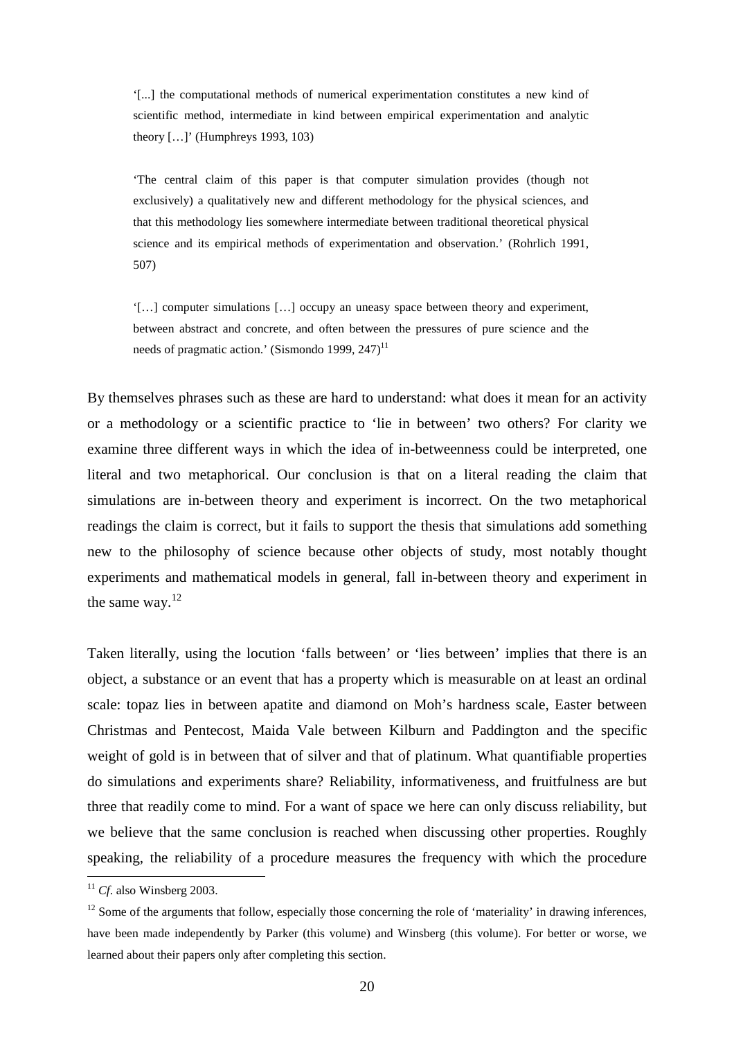> '[...] the computational methods of numerical experimentation constitutes a new kind of scientific method, intermediate in kind between empirical experimentation and analytic theory […]' (Humphreys 1993, 103)

> 'The central claim of this paper is that computer simulation provides (though not exclusively) a qualitatively new and different methodology for the physical sciences, and that this methodology lies somewhere intermediate between traditional theoretical physical science and its empirical methods of experimentation and observation.' (Rohrlich 1991, 507)

> '[…] computer simulations […] occupy an uneasy space between theory and experiment, between abstract and concrete, and often between the pressures of pure science and the needs of pragmatic action.' (Sismondo 1999, 247)[11]

By themselves phrases such as these are hard to understand: what does it mean for an activity or a methodology or a scientific practice to 'lie in between' two others? For clarity we examine three different ways in which the idea of in-betweenness could be interpreted, one literal and two metaphorical. Our conclusion is that on a literal reading the claim that simulations are in-between theory and experiment is incorrect. On the two metaphorical readings the claim is correct, but it fails to support the thesis that simulations add something new to the philosophy of science because other objects of study, most notably thought experiments and mathematical models in general, fall in-between theory and experiment in the same way.[12]

Taken literally, using the locution 'falls between' or 'lies between' implies that there is an object, a substance or an event that has a property which is measurable on at least an ordinal scale: topaz lies in between apatite and diamond on Moh's hardness scale, Easter between Christmas and Pentecost, Maida Vale between Kilburn and Paddington and the specific weight of gold is in between that of silver and that of platinum. What quantifiable properties do simulations and experiments share? Reliability, informativeness, and fruitfulness are but three that readily come to mind. For a want of space we here can only discuss reliability, but we believe that the same conclusion is reached when discussing other properties. Roughly speaking, the reliability of a procedure measures the frequency with which the procedure

[11] *Cf.* also Winsberg 2003.

[12] Some of the arguments that follow, especially those concerning the role of 'materiality' in drawing inferences, have been made independently by Parker (this volume) and Winsberg (this volume). For better or worse, we learned about their papers only after completing this section.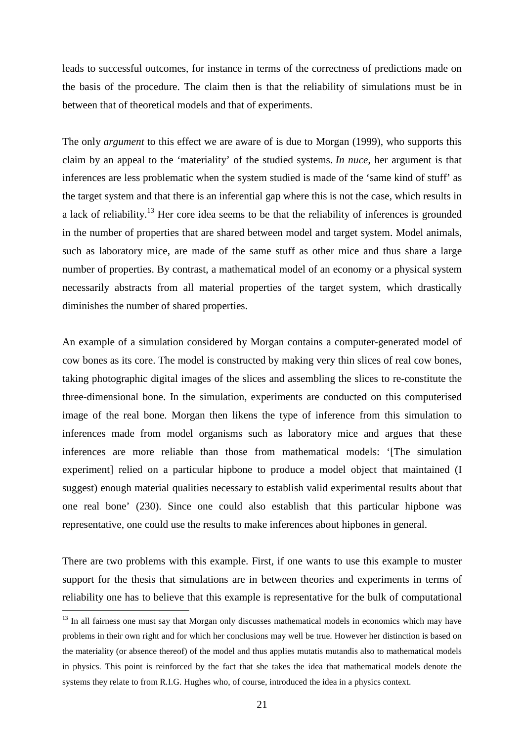leads to successful outcomes, for instance in terms of the correctness of predictions made on the basis of the procedure. The claim then is that the reliability of simulations must be in between that of theoretical models and that of experiments.

The only *argument* to this effect we are aware of is due to Morgan (1999), who supports this claim by an appeal to the 'materiality' of the studied systems. *In nuce*, her argument is that inferences are less problematic when the system studied is made of the 'same kind of stuff' as the target system and that there is an inferential gap where this is not the case, which results in a lack of reliability.[13] Her core idea seems to be that the reliability of inferences is grounded in the number of properties that are shared between model and target system. Model animals, such as laboratory mice, are made of the same stuff as other mice and thus share a large number of properties. By contrast, a mathematical model of an economy or a physical system necessarily abstracts from all material properties of the target system, which drastically diminishes the number of shared properties.

An example of a simulation considered by Morgan contains a computer-generated model of cow bones as its core. The model is constructed by making very thin slices of real cow bones, taking photographic digital images of the slices and assembling the slices to re-constitute the three-dimensional bone. In the simulation, experiments are conducted on this computerised image of the real bone. Morgan then likens the type of inference from this simulation to inferences made from model organisms such as laboratory mice and argues that these inferences are more reliable than those from mathematical models: '[The simulation experiment] relied on a particular hipbone to produce a model object that maintained (I suggest) enough material qualities necessary to establish valid experimental results about that one real bone' (230). Since one could also establish that this particular hipbone was representative, one could use the results to make inferences about hipbones in general.

There are two problems with this example. First, if one wants to use this example to muster support for the thesis that simulations are in between theories and experiments in terms of reliability one has to believe that this example is representative for the bulk of computational

[13] In all fairness one must say that Morgan only discusses mathematical models in economics which may have problems in their own right and for which her conclusions may well be true. However her distinction is based on the materiality (or absence thereof) of the model and thus applies mutatis mutandis also to mathematical models in physics. This point is reinforced by the fact that she takes the idea that mathematical models denote the systems they relate to from R.I.G. Hughes who, of course, introduced the idea in a physics context.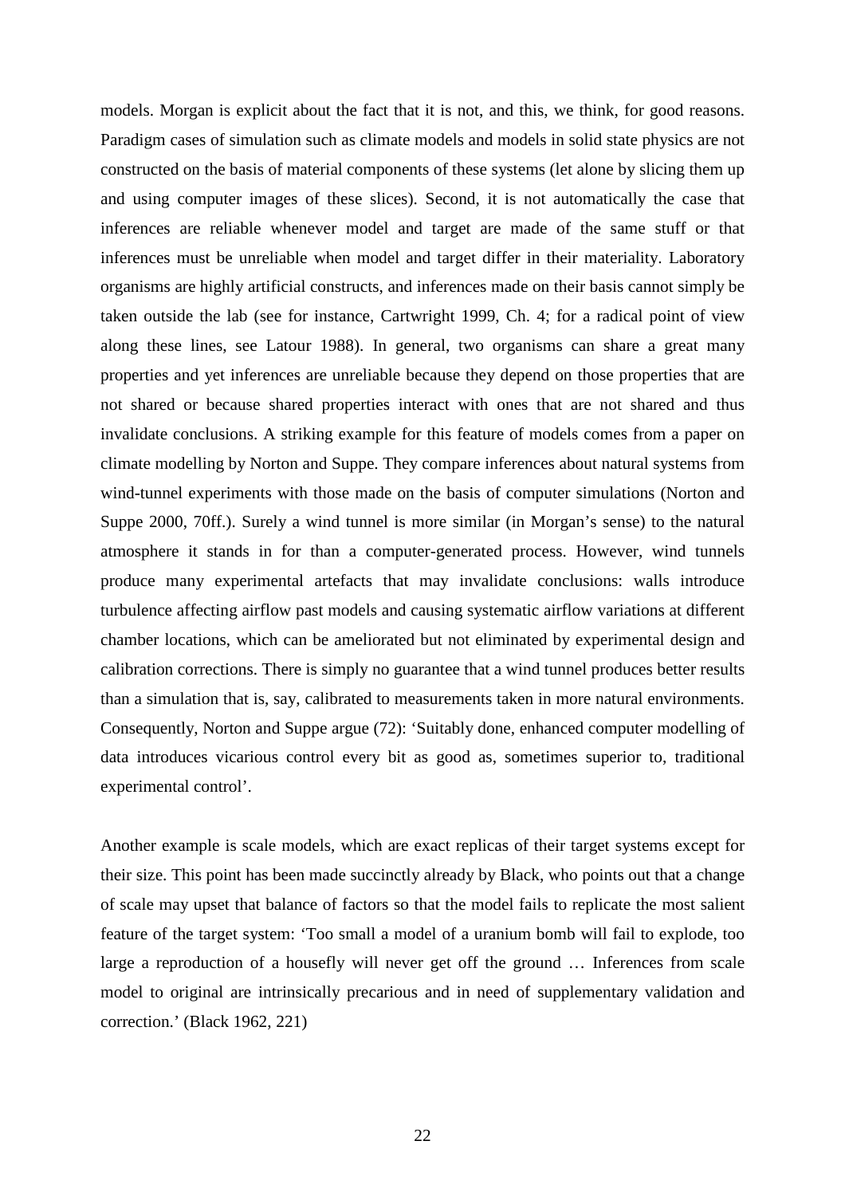models. Morgan is explicit about the fact that it is not, and this, we think, for good reasons. Paradigm cases of simulation such as climate models and models in solid state physics are not constructed on the basis of material components of these systems (let alone by slicing them up and using computer images of these slices). Second, it is not automatically the case that inferences are reliable whenever model and target are made of the same stuff or that inferences must be unreliable when model and target differ in their materiality. Laboratory organisms are highly artificial constructs, and inferences made on their basis cannot simply be taken outside the lab (see for instance, Cartwright 1999, Ch. 4; for a radical point of view along these lines, see Latour 1988). In general, two organisms can share a great many properties and yet inferences are unreliable because they depend on those properties that are not shared or because shared properties interact with ones that are not shared and thus invalidate conclusions. A striking example for this feature of models comes from a paper on climate modelling by Norton and Suppe. They compare inferences about natural systems from wind-tunnel experiments with those made on the basis of computer simulations (Norton and Suppe 2000, 70ff.). Surely a wind tunnel is more similar (in Morgan's sense) to the natural atmosphere it stands in for than a computer-generated process. However, wind tunnels produce many experimental artefacts that may invalidate conclusions: walls introduce turbulence affecting airflow past models and causing systematic airflow variations at different chamber locations, which can be ameliorated but not eliminated by experimental design and calibration corrections. There is simply no guarantee that a wind tunnel produces better results than a simulation that is, say, calibrated to measurements taken in more natural environments. Consequently, Norton and Suppe argue (72): 'Suitably done, enhanced computer modelling of data introduces vicarious control every bit as good as, sometimes superior to, traditional experimental control'.

Another example is scale models, which are exact replicas of their target systems except for their size. This point has been made succinctly already by Black, who points out that a change of scale may upset that balance of factors so that the model fails to replicate the most salient feature of the target system: 'Too small a model of a uranium bomb will fail to explode, too large a reproduction of a housefly will never get off the ground … Inferences from scale model to original are intrinsically precarious and in need of supplementary validation and correction.' (Black 1962, 221)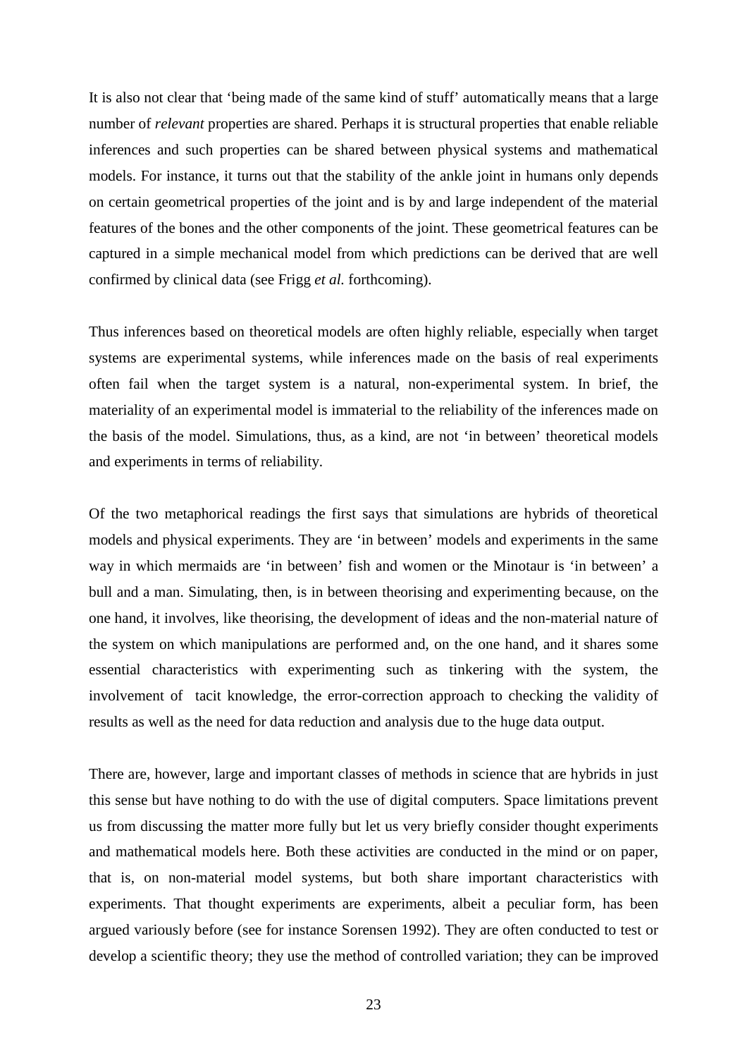It is also not clear that ‘being made of the same kind of stuff’ automatically means that a large number of *relevant* properties are shared. Perhaps it is structural properties that enable reliable inferences and such properties can be shared between physical systems and mathematical models. For instance, it turns out that the stability of the ankle joint in humans only depends on certain geometrical properties of the joint and is by and large independent of the material features of the bones and the other components of the joint. These geometrical features can be captured in a simple mechanical model from which predictions can be derived that are well confirmed by clinical data (see Frigg *et al.* forthcoming).

Thus inferences based on theoretical models are often highly reliable, especially when target systems are experimental systems, while inferences made on the basis of real experiments often fail when the target system is a natural, non-experimental system. In brief, the materiality of an experimental model is immaterial to the reliability of the inferences made on the basis of the model. Simulations, thus, as a kind, are not ‘in between’ theoretical models and experiments in terms of reliability.

Of the two metaphorical readings the first says that simulations are hybrids of theoretical models and physical experiments. They are ‘in between’ models and experiments in the same way in which mermaids are ‘in between’ fish and women or the Minotaur is ‘in between’ a bull and a man. Simulating, then, is in between theorising and experimenting because, on the one hand, it involves, like theorising, the development of ideas and the non-material nature of the system on which manipulations are performed and, on the one hand, and it shares some essential characteristics with experimenting such as tinkering with the system, the involvement of tacit knowledge, the error-correction approach to checking the validity of results as well as the need for data reduction and analysis due to the huge data output.

There are, however, large and important classes of methods in science that are hybrids in just this sense but have nothing to do with the use of digital computers. Space limitations prevent us from discussing the matter more fully but let us very briefly consider thought experiments and mathematical models here. Both these activities are conducted in the mind or on paper, that is, on non-material model systems, but both share important characteristics with experiments. That thought experiments are experiments, albeit a peculiar form, has been argued variously before (see for instance Sorensen 1992). They are often conducted to test or develop a scientific theory; they use the method of controlled variation; they can be improved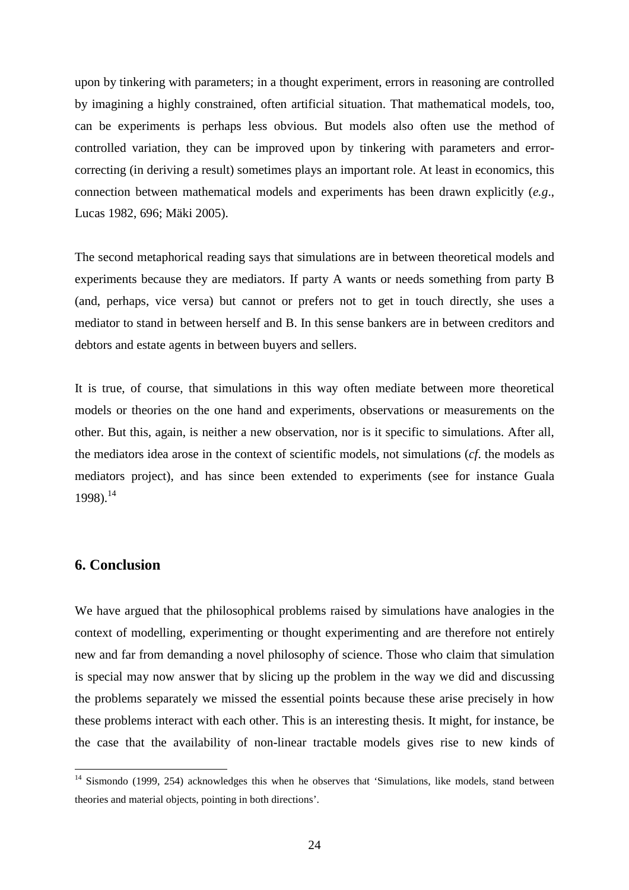upon by tinkering with parameters; in a thought experiment, errors in reasoning are controlled by imagining a highly constrained, often artificial situation. That mathematical models, too, can be experiments is perhaps less obvious. But models also often use the method of controlled variation, they can be improved upon by tinkering with parameters and error-correcting (in deriving a result) sometimes plays an important role. At least in economics, this connection between mathematical models and experiments has been drawn explicitly (*e.g*., Lucas 1982, 696; Mäki 2005).

The second metaphorical reading says that simulations are in between theoretical models and experiments because they are mediators. If party A wants or needs something from party B (and, perhaps, vice versa) but cannot or prefers not to get in touch directly, she uses a mediator to stand in between herself and B. In this sense bankers are in between creditors and debtors and estate agents in between buyers and sellers.

It is true, of course, that simulations in this way often mediate between more theoretical models or theories on the one hand and experiments, observations or measurements on the other. But this, again, is neither a new observation, nor is it specific to simulations. After all, the mediators idea arose in the context of scientific models, not simulations (*cf*. the models as mediators project), and has since been extended to experiments (see for instance Guala 1998).[14]

## 6. Conclusion

We have argued that the philosophical problems raised by simulations have analogies in the context of modelling, experimenting or thought experimenting and are therefore not entirely new and far from demanding a novel philosophy of science. Those who claim that simulation is special may now answer that by slicing up the problem in the way we did and discussing the problems separately we missed the essential points because these arise precisely in how these problems interact with each other. This is an interesting thesis. It might, for instance, be the case that the availability of non-linear tractable models gives rise to new kinds of

[14] Sismondo (1999, 254) acknowledges this when he observes that 'Simulations, like models, stand between theories and material objects, pointing in both directions'.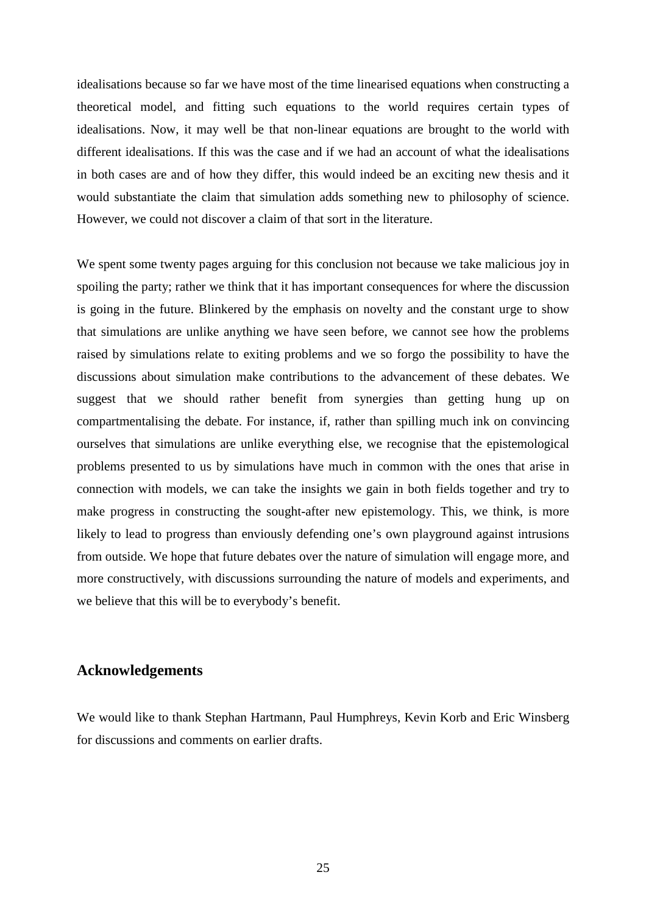idealisations because so far we have most of the time linearised equations when constructing a theoretical model, and fitting such equations to the world requires certain types of idealisations. Now, it may well be that non-linear equations are brought to the world with different idealisations. If this was the case and if we had an account of what the idealisations in both cases are and of how they differ, this would indeed be an exciting new thesis and it would substantiate the claim that simulation adds something new to philosophy of science. However, we could not discover a claim of that sort in the literature.

We spent some twenty pages arguing for this conclusion not because we take malicious joy in spoiling the party; rather we think that it has important consequences for where the discussion is going in the future. Blinkered by the emphasis on novelty and the constant urge to show that simulations are unlike anything we have seen before, we cannot see how the problems raised by simulations relate to exiting problems and we so forgo the possibility to have the discussions about simulation make contributions to the advancement of these debates. We suggest that we should rather benefit from synergies than getting hung up on compartmentalising the debate. For instance, if, rather than spilling much ink on convincing ourselves that simulations are unlike everything else, we recognise that the epistemological problems presented to us by simulations have much in common with the ones that arise in connection with models, we can take the insights we gain in both fields together and try to make progress in constructing the sought-after new epistemology. This, we think, is more likely to lead to progress than enviously defending one's own playground against intrusions from outside. We hope that future debates over the nature of simulation will engage more, and more constructively, with discussions surrounding the nature of models and experiments, and we believe that this will be to everybody's benefit.

## Acknowledgements

We would like to thank Stephan Hartmann, Paul Humphreys, Kevin Korb and Eric Winsberg for discussions and comments on earlier drafts.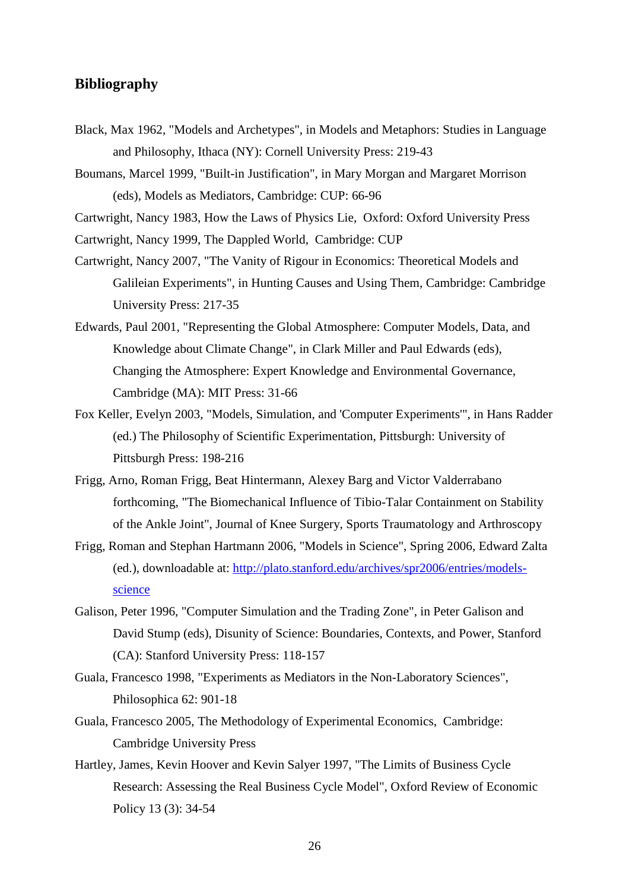## Bibliography

Black, Max 1962, "Models and Archetypes", in Models and Metaphors: Studies in Language and Philosophy, Ithaca (NY): Cornell University Press: 219-43

Boumans, Marcel 1999, "Built-in Justification", in Mary Morgan and Margaret Morrison (eds), Models as Mediators, Cambridge: CUP: 66-96

Cartwright, Nancy 1983, How the Laws of Physics Lie, Oxford: Oxford University Press

Cartwright, Nancy 1999, The Dappled World, Cambridge: CUP

Cartwright, Nancy 2007, "The Vanity of Rigour in Economics: Theoretical Models and Galileian Experiments", in Hunting Causes and Using Them, Cambridge: Cambridge University Press: 217-35

Edwards, Paul 2001, "Representing the Global Atmosphere: Computer Models, Data, and Knowledge about Climate Change", in Clark Miller and Paul Edwards (eds), Changing the Atmosphere: Expert Knowledge and Environmental Governance, Cambridge (MA): MIT Press: 31-66

Fox Keller, Evelyn 2003, "Models, Simulation, and 'Computer Experiments'", in Hans Radder (ed.) The Philosophy of Scientific Experimentation, Pittsburgh: University of Pittsburgh Press: 198-216

Frigg, Arno, Roman Frigg, Beat Hintermann, Alexey Barg and Victor Valderrabano forthcoming, "The Biomechanical Influence of Tibio-Talar Containment on Stability of the Ankle Joint", Journal of Knee Surgery, Sports Traumatology and Arthroscopy

Frigg, Roman and Stephan Hartmann 2006, "Models in Science", Spring 2006, Edward Zalta (ed.), downloadable at: http://plato.stanford.edu/archives/spr2006/entries/models-science

Galison, Peter 1996, "Computer Simulation and the Trading Zone", in Peter Galison and David Stump (eds), Disunity of Science: Boundaries, Contexts, and Power, Stanford (CA): Stanford University Press: 118-157

Guala, Francesco 1998, "Experiments as Mediators in the Non-Laboratory Sciences", Philosophica 62: 901-18

Guala, Francesco 2005, The Methodology of Experimental Economics, Cambridge: Cambridge University Press

Hartley, James, Kevin Hoover and Kevin Salyer 1997, "The Limits of Business Cycle Research: Assessing the Real Business Cycle Model", Oxford Review of Economic Policy 13 (3): 34-54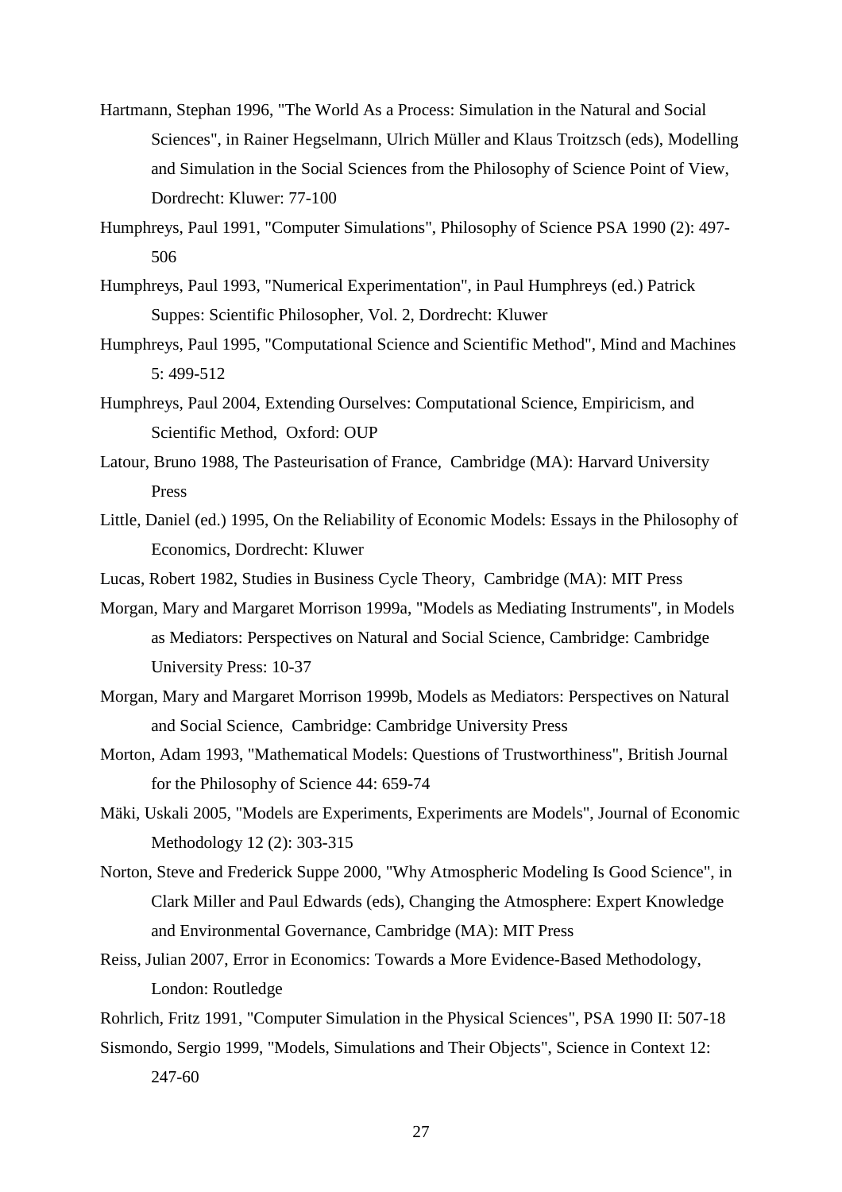Hartmann, Stephan 1996, "The World As a Process: Simulation in the Natural and Social Sciences", in Rainer Hegselmann, Ulrich Müller and Klaus Troitzsch (eds), Modelling and Simulation in the Social Sciences from the Philosophy of Science Point of View, Dordrecht: Kluwer: 77-100

Humphreys, Paul 1991, "Computer Simulations", Philosophy of Science PSA 1990 (2): 497-506

Humphreys, Paul 1993, "Numerical Experimentation", in Paul Humphreys (ed.) Patrick Suppes: Scientific Philosopher, Vol. 2, Dordrecht: Kluwer

Humphreys, Paul 1995, "Computational Science and Scientific Method", Mind and Machines 5: 499-512

Humphreys, Paul 2004, Extending Ourselves: Computational Science, Empiricism, and Scientific Method, Oxford: OUP

Latour, Bruno 1988, The Pasteurisation of France, Cambridge (MA): Harvard University Press

Little, Daniel (ed.) 1995, On the Reliability of Economic Models: Essays in the Philosophy of Economics, Dordrecht: Kluwer

Lucas, Robert 1982, Studies in Business Cycle Theory, Cambridge (MA): MIT Press

Morgan, Mary and Margaret Morrison 1999a, "Models as Mediating Instruments", in Models as Mediators: Perspectives on Natural and Social Science, Cambridge: Cambridge University Press: 10-37

Morgan, Mary and Margaret Morrison 1999b, Models as Mediators: Perspectives on Natural and Social Science, Cambridge: Cambridge University Press

Morton, Adam 1993, "Mathematical Models: Questions of Trustworthiness", British Journal for the Philosophy of Science 44: 659-74

Mäki, Uskali 2005, "Models are Experiments, Experiments are Models", Journal of Economic Methodology 12 (2): 303-315

Norton, Steve and Frederick Suppe 2000, "Why Atmospheric Modeling Is Good Science", in Clark Miller and Paul Edwards (eds), Changing the Atmosphere: Expert Knowledge and Environmental Governance, Cambridge (MA): MIT Press

Reiss, Julian 2007, Error in Economics: Towards a More Evidence-Based Methodology, London: Routledge

Rohrlich, Fritz 1991, "Computer Simulation in the Physical Sciences", PSA 1990 II: 507-18

Sismondo, Sergio 1999, "Models, Simulations and Their Objects", Science in Context 12: 247-60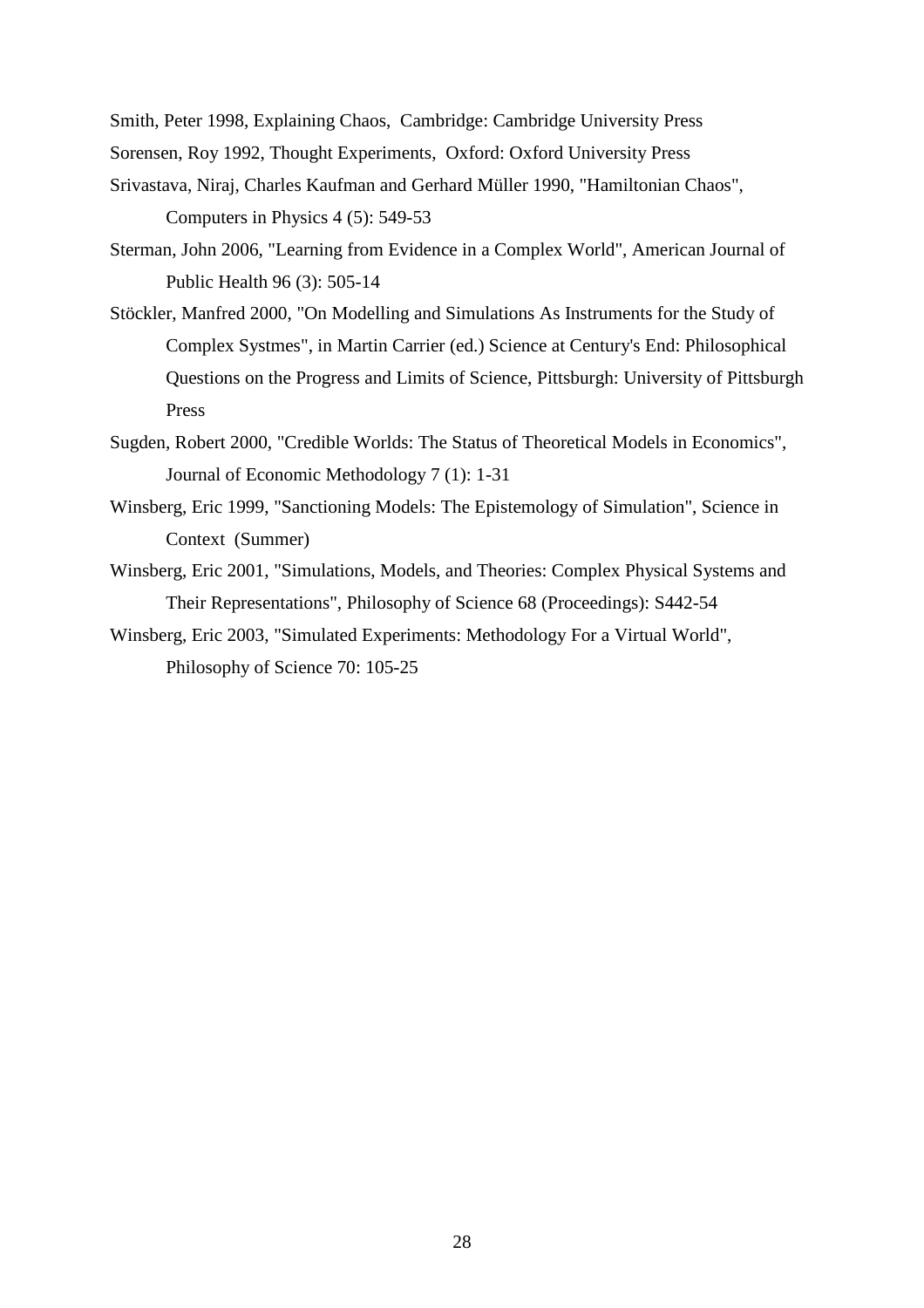Smith, Peter 1998, Explaining Chaos, Cambridge: Cambridge University Press

Sorensen, Roy 1992, Thought Experiments, Oxford: Oxford University Press

Srivastava, Niraj, Charles Kaufman and Gerhard Müller 1990, "Hamiltonian Chaos", Computers in Physics 4 (5): 549-53

Sterman, John 2006, "Learning from Evidence in a Complex World", American Journal of Public Health 96 (3): 505-14

Stöckler, Manfred 2000, "On Modelling and Simulations As Instruments for the Study of Complex Systmes", in Martin Carrier (ed.) Science at Century's End: Philosophical Questions on the Progress and Limits of Science, Pittsburgh: University of Pittsburgh Press

Sugden, Robert 2000, "Credible Worlds: The Status of Theoretical Models in Economics", Journal of Economic Methodology 7 (1): 1-31

Winsberg, Eric 1999, "Sanctioning Models: The Epistemology of Simulation", Science in Context (Summer)

Winsberg, Eric 2001, "Simulations, Models, and Theories: Complex Physical Systems and Their Representations", Philosophy of Science 68 (Proceedings): S442-54

Winsberg, Eric 2003, "Simulated Experiments: Methodology For a Virtual World", Philosophy of Science 70: 105-25